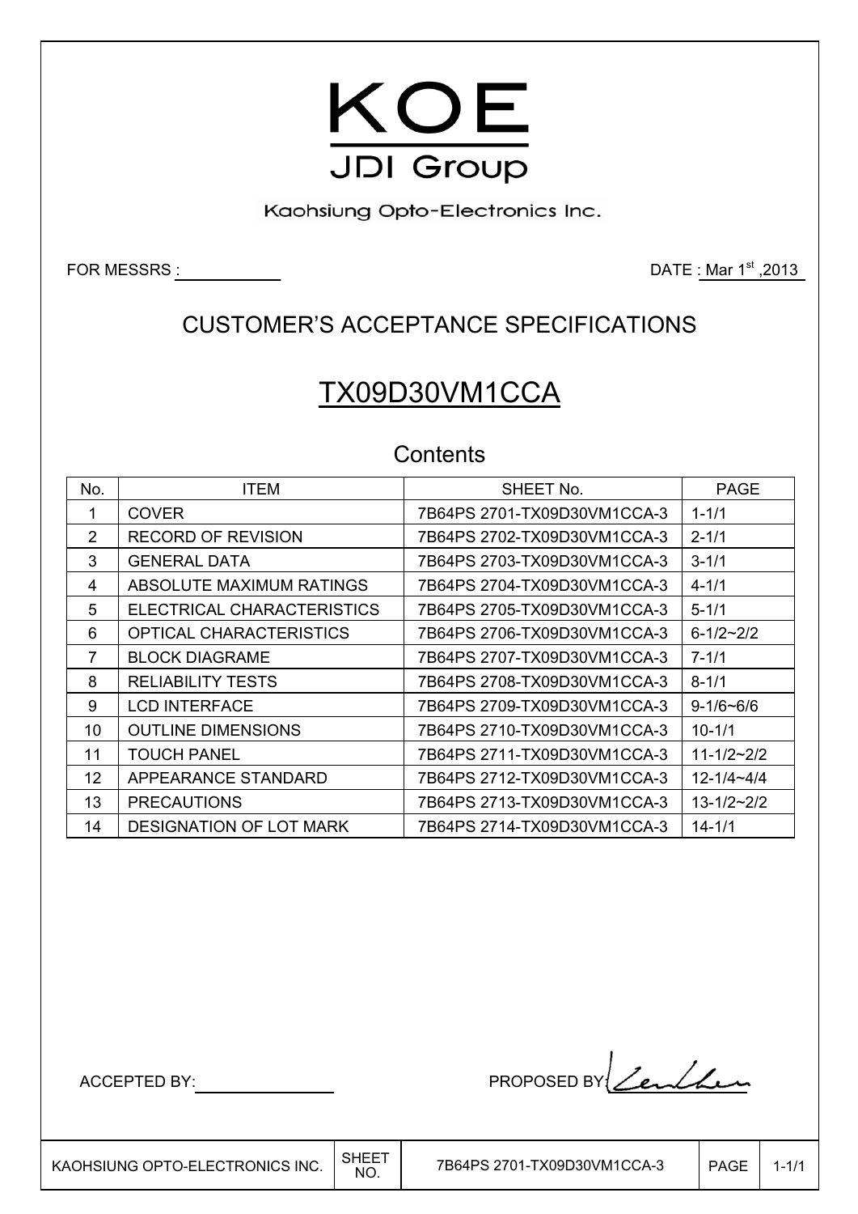# KOE

JDI Group

Kaohsiung Opto-Electronics Inc.

FOR MESSRS :

DATE : Mar 1st ,2013

## CUSTOMER'S ACCEPTANCE SPECIFICATIONS

# TX09D30VM1CCA

### Contents

| No. | ITEM | SHEET No. | PAGE |
|---|---|---|---|
| 1 | COVER | 7B64PS 2701-TX09D30VM1CCA-3 | 1-1/1 |
| 2 | RECORD OF REVISION | 7B64PS 2702-TX09D30VM1CCA-3 | 2-1/1 |
| 3 | GENERAL DATA | 7B64PS 2703-TX09D30VM1CCA-3 | 3-1/1 |
| 4 | ABSOLUTE MAXIMUM RATINGS | 7B64PS 2704-TX09D30VM1CCA-3 | 4-1/1 |
| 5 | ELECTRICAL CHARACTERISTICS | 7B64PS 2705-TX09D30VM1CCA-3 | 5-1/1 |
| 6 | OPTICAL CHARACTERISTICS | 7B64PS 2706-TX09D30VM1CCA-3 | 6-1/2~2/2 |
| 7 | BLOCK DIAGRAME | 7B64PS 2707-TX09D30VM1CCA-3 | 7-1/1 |
| 8 | RELIABILITY TESTS | 7B64PS 2708-TX09D30VM1CCA-3 | 8-1/1 |
| 9 | LCD INTERFACE | 7B64PS 2709-TX09D30VM1CCA-3 | 9-1/6~6/6 |
| 10 | OUTLINE DIMENSIONS | 7B64PS 2710-TX09D30VM1CCA-3 | 10-1/1 |
| 11 | TOUCH PANEL | 7B64PS 2711-TX09D30VM1CCA-3 | 11-1/2~2/2 |
| 12 | APPEARANCE STANDARD | 7B64PS 2712-TX09D30VM1CCA-3 | 12-1/4~4/4 |
| 13 | PRECAUTIONS | 7B64PS 2713-TX09D30VM1CCA-3 | 13-1/2~2/2 |
| 14 | DESIGNATION OF LOT MARK | 7B64PS 2714-TX09D30VM1CCA-3 | 14-1/1 |

ACCEPTED BY:

PROPOSED BY: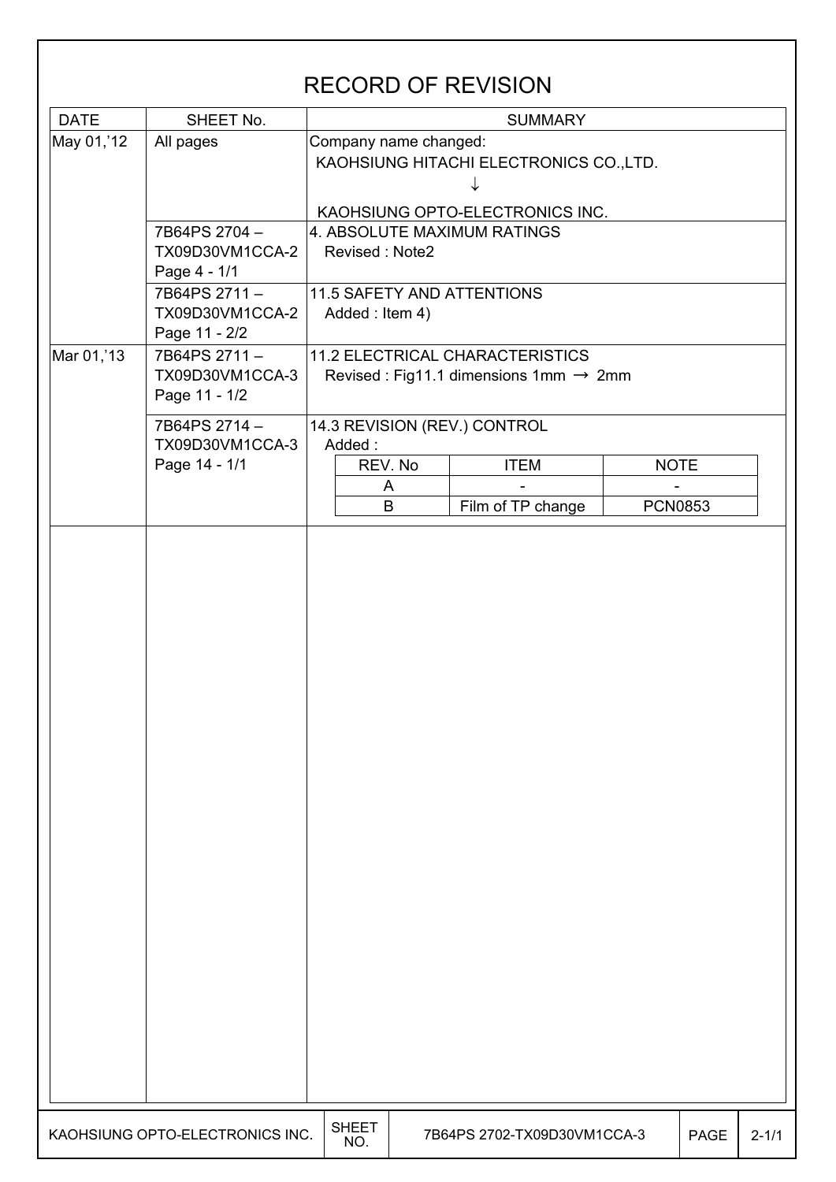# RECORD OF REVISION

| DATE | SHEET No. | SUMMARY |
|---|---|---|
| May 01,'12 | All pages | Company name changed:<br>KAOHSIUNG HITACHI ELECTRONICS CO.,LTD.<br>↓<br>KAOHSIUNG OPTO-ELECTRONICS INC. |
| | 7B64PS 2704 – TX09D30VM1CCA-2 Page 4 - 1/1 | 4. ABSOLUTE MAXIMUM RATINGS<br>Revised : Note2 |
| | 7B64PS 2711 – TX09D30VM1CCA-2 Page 11 - 2/2 | 11.5 SAFETY AND ATTENTIONS<br>Added : Item 4) |
| Mar 01,'13 | 7B64PS 2711 – TX09D30VM1CCA-3 Page 11 - 1/2 | 11.2 ELECTRICAL CHARACTERISTICS<br>Revised : Fig11.1 dimensions 1mm → 2mm |
| | 7B64PS 2714 – TX09D30VM1CCA-3 Page 14 - 1/1 | 14.3 REVISION (REV.) CONTROL<br>Added : (see table below) |

| REV. No | ITEM | NOTE |
|---|---|---|
| A | - | - |
| B | Film of TP change | PCN0853 |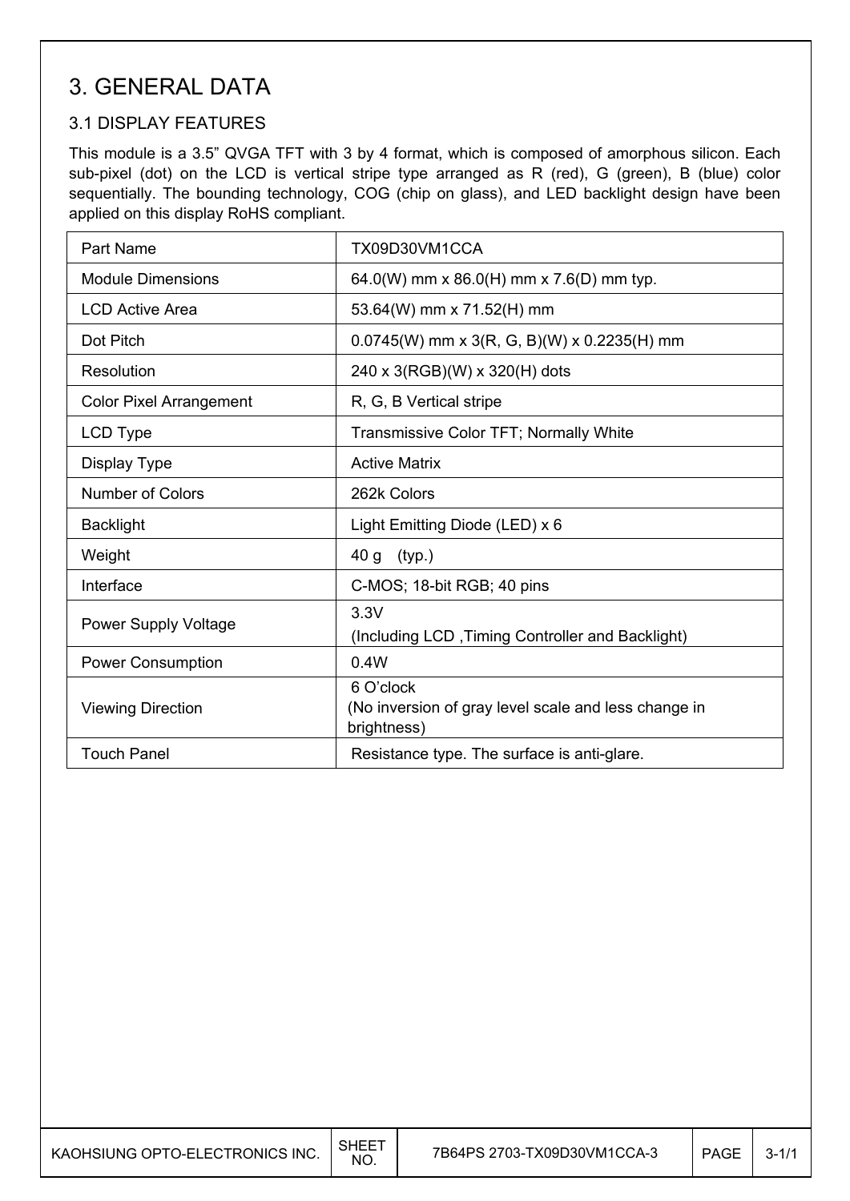# 3. GENERAL DATA

## 3.1 DISPLAY FEATURES

This module is a 3.5" QVGA TFT with 3 by 4 format, which is composed of amorphous silicon. Each sub-pixel (dot) on the LCD is vertical stripe type arranged as R (red), G (green), B (blue) color sequentially. The bounding technology, COG (chip on glass), and LED backlight design have been applied on this display RoHS compliant.

| Part Name | TX09D30VM1CCA |
|---|---|
| Module Dimensions | 64.0(W) mm x 86.0(H) mm x 7.6(D) mm typ. |
| LCD Active Area | 53.64(W) mm x 71.52(H) mm |
| Dot Pitch | 0.0745(W) mm x 3(R, G, B)(W) x 0.2235(H) mm |
| Resolution | 240 x 3(RGB)(W) x 320(H) dots |
| Color Pixel Arrangement | R, G, B Vertical stripe |
| LCD Type | Transmissive Color TFT; Normally White |
| Display Type | Active Matrix |
| Number of Colors | 262k Colors |
| Backlight | Light Emitting Diode (LED) x 6 |
| Weight | 40 g (typ.) |
| Interface | C-MOS; 18-bit RGB; 40 pins |
| Power Supply Voltage | 3.3V<br>(Including LCD ,Timing Controller and Backlight) |
| Power Consumption | 0.4W |
| Viewing Direction | 6 O'clock<br>(No inversion of gray level scale and less change in brightness) |
| Touch Panel | Resistance type. The surface is anti-glare. |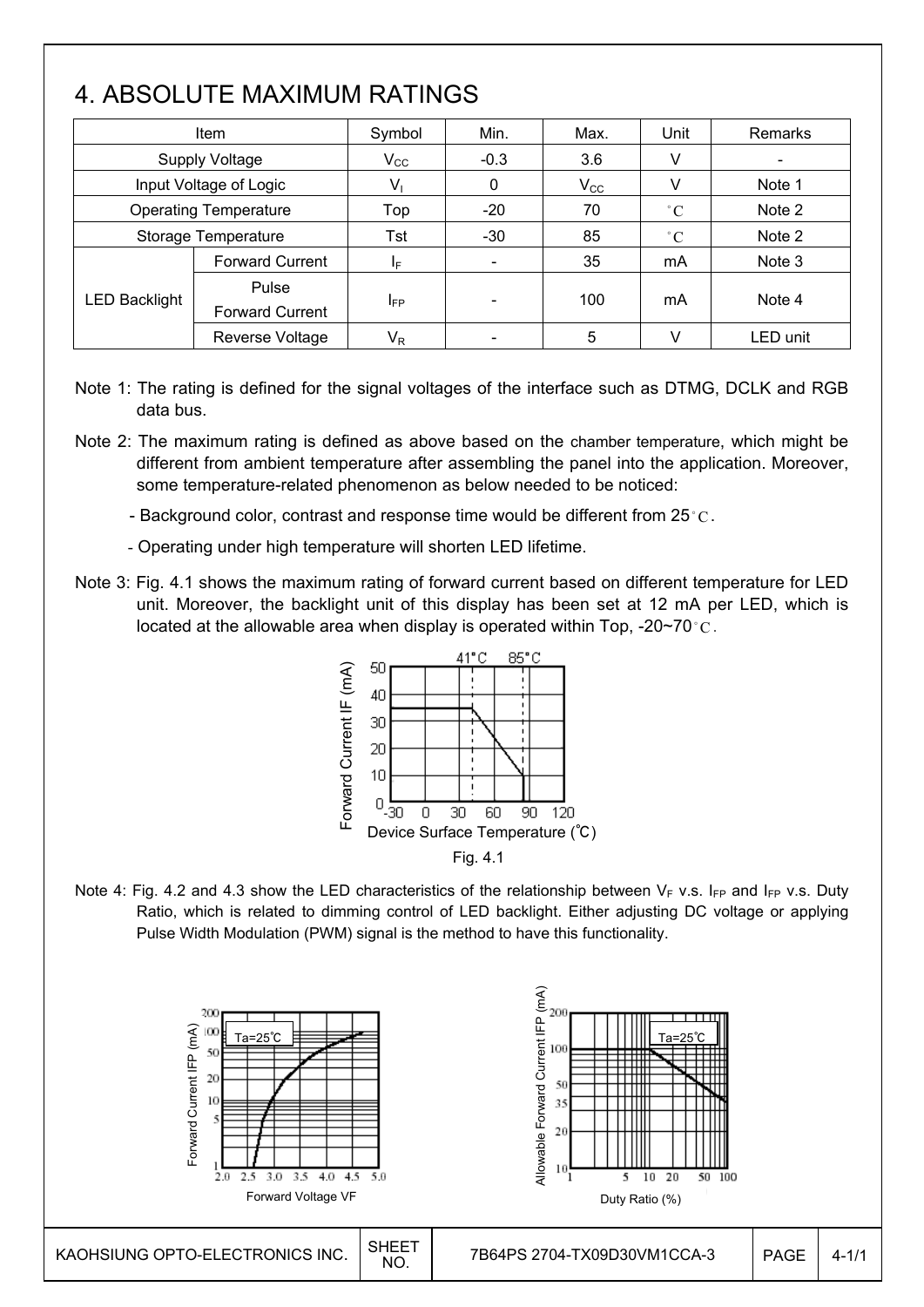# 4. ABSOLUTE MAXIMUM RATINGS

| Item | | Symbol | Min. | Max. | Unit | Remarks |
|---|---|---|---|---|---|---|
| Supply Voltage | | $V_{CC}$ | -0.3 | 3.6 | V | - |
| Input Voltage of Logic | | $V_I$ | 0 | $V_{CC}$ | V | Note 1 |
| Operating Temperature | | Top | -20 | 70 | ˚C | Note 2 |
| Storage Temperature | | Tst | -30 | 85 | ˚C | Note 2 |
| LED Backlight | Forward Current | $I_F$ | - | 35 | mA | Note 3 |
| | Pulse Forward Current | $I_{FP}$ | - | 100 | mA | Note 4 |
| | Reverse Voltage | $V_R$ | - | 5 | V | LED unit |

Note 1: The rating is defined for the signal voltages of the interface such as DTMG, DCLK and RGB data bus.

Note 2: The maximum rating is defined as above based on the chamber temperature, which might be different from ambient temperature after assembling the panel into the application. Moreover, some temperature-related phenomenon as below needed to be noticed:

- Background color, contrast and response time would be different from 25˚C.
- Operating under high temperature will shorten LED lifetime.

Note 3: Fig. 4.1 shows the maximum rating of forward current based on different temperature for LED unit. Moreover, the backlight unit of this display has been set at 12 mA per LED, which is located at the allowable area when display is operated within Top, -20~70˚C.

Fig. 4.1

Note 4: Fig. 4.2 and 4.3 show the LED characteristics of the relationship between $V_F$ v.s. $I_{FP}$ and $I_{FP}$ v.s. Duty Ratio, which is related to dimming control of LED backlight. Either adjusting DC voltage or applying Pulse Width Modulation (PWM) signal is the method to have this functionality.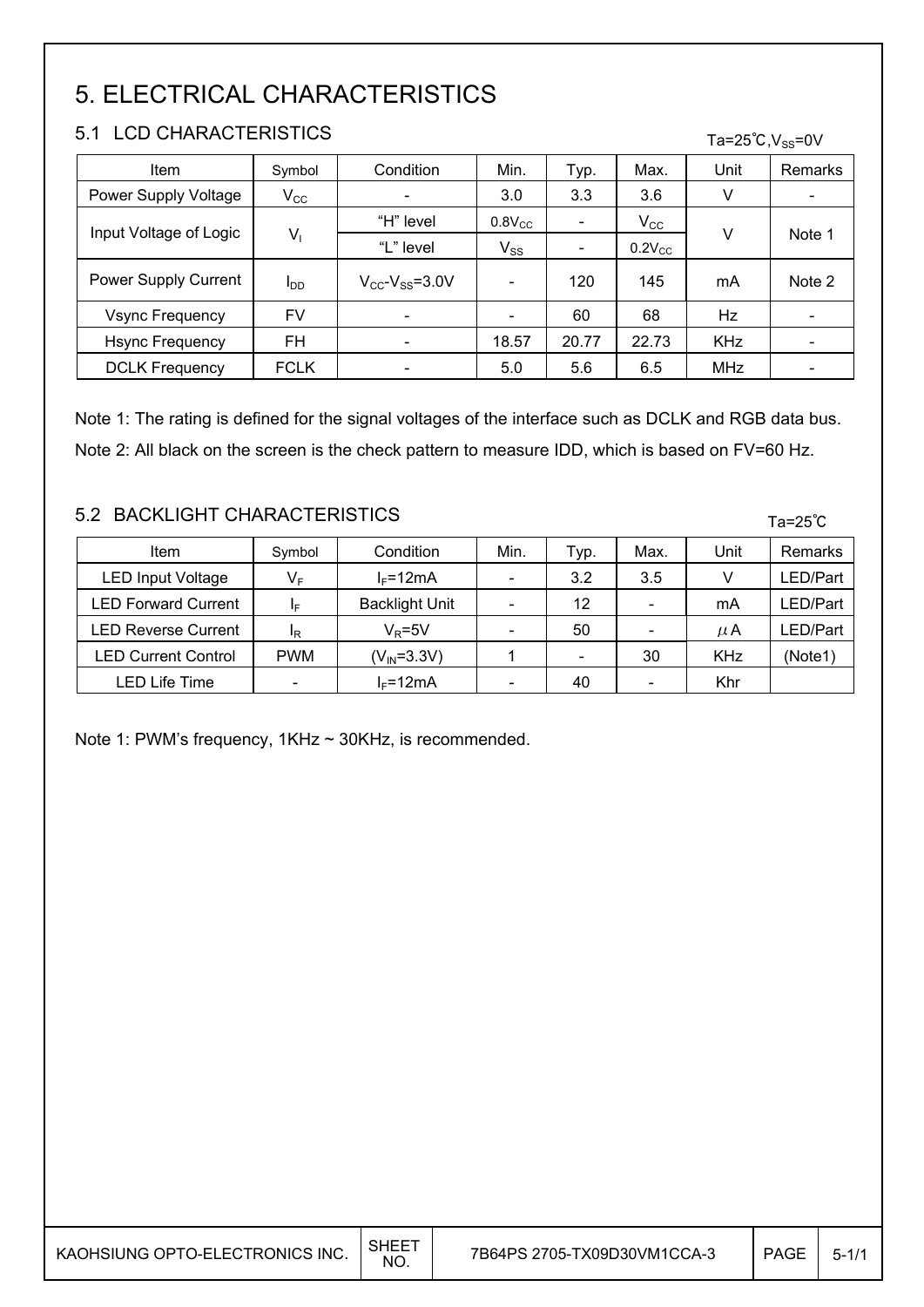# 5. ELECTRICAL CHARACTERISTICS

## 5.1 LCD CHARACTERISTICS

$Ta=25℃, V_{SS}=0V$

| Item | Symbol | Condition | Min. | Typ. | Max. | Unit | Remarks |
|---|---|---|---|---|---|---|---|
| Power Supply Voltage | $V_{CC}$ | - | 3.0 | 3.3 | 3.6 | V | - |
| Input Voltage of Logic | $V_I$ | "H" level | $0.8V_{CC}$ | - | $V_{CC}$ | V | Note 1 |
| | | "L" level | $V_{SS}$ | - | $0.2V_{CC}$ | | |
| Power Supply Current | $I_{DD}$ | $V_{CC}$-$V_{SS}$=3.0V | - | 120 | 145 | mA | Note 2 |
| Vsync Frequency | FV | - | - | 60 | 68 | Hz | - |
| Hsync Frequency | FH | - | 18.57 | 20.77 | 22.73 | KHz | - |
| DCLK Frequency | FCLK | - | 5.0 | 5.6 | 6.5 | MHz | - |

Note 1: The rating is defined for the signal voltages of the interface such as DCLK and RGB data bus.

Note 2: All black on the screen is the check pattern to measure IDD, which is based on FV=60 Hz.

## 5.2 BACKLIGHT CHARACTERISTICS

Ta=25℃

| Item | Symbol | Condition | Min. | Typ. | Max. | Unit | Remarks |
|---|---|---|---|---|---|---|---|
| LED Input Voltage | $V_F$ | $I_F$=12mA | - | 3.2 | 3.5 | V | LED/Part |
| LED Forward Current | $I_F$ | Backlight Unit | - | 12 | - | mA | LED/Part |
| LED Reverse Current | $I_R$ | $V_R$=5V | - | 50 | - | $\mu$A | LED/Part |
| LED Current Control | PWM | ($V_{IN}$=3.3V) | 1 | - | 30 | KHz | (Note1) |
| LED Life Time | - | $I_F$=12mA | - | 40 | - | Khr | |

Note 1: PWM's frequency, 1KHz ~ 30KHz, is recommended.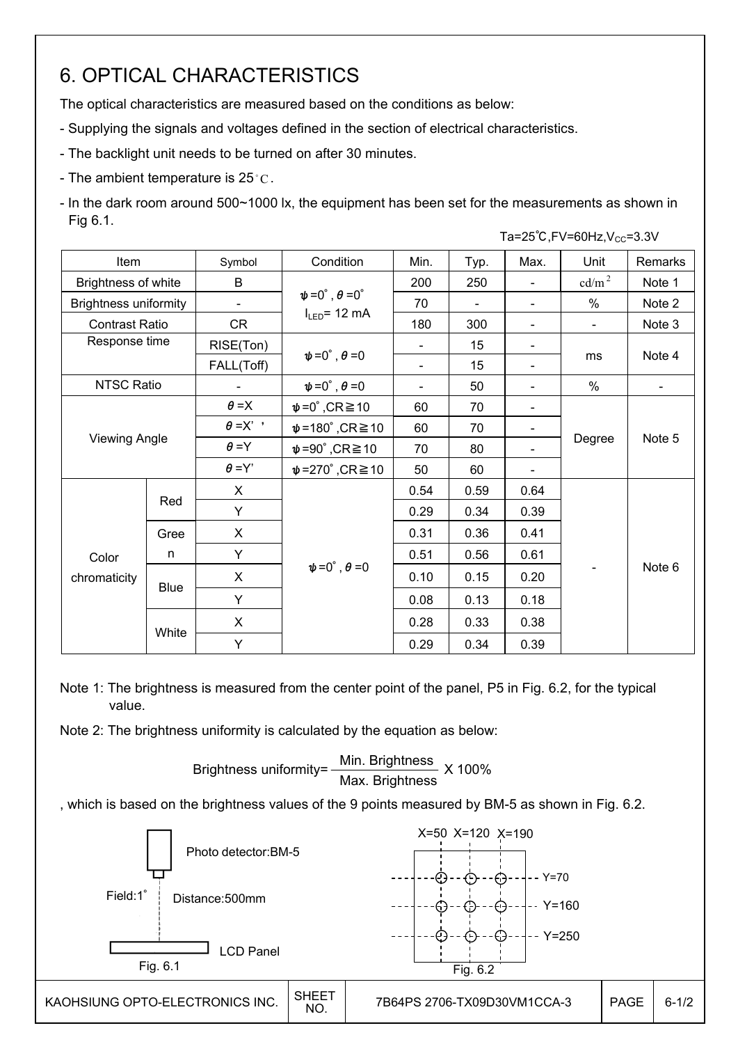# 6. OPTICAL CHARACTERISTICS

The optical characteristics are measured based on the conditions as below:

- Supplying the signals and voltages defined in the section of electrical characteristics.
- The backlight unit needs to be turned on after 30 minutes.
- The ambient temperature is 25°C.
- In the dark room around 500~1000 lx, the equipment has been set for the measurements as shown in Fig 6.1.

Ta=25℃,FV=60Hz,$V_{CC}$=3.3V

| Item | | Symbol | Condition | Min. | Typ. | Max. | Unit | Remarks |
|---|---|---|---|---|---|---|---|---|
| Brightness of white | | B | $\psi$=0°, $\theta$=0° $I_{LED}$= 12 mA | 200 | 250 | - | $cd/m^2$ | Note 1 |
| Brightness uniformity | | - | | 70 | - | - | % | Note 2 |
| Contrast Ratio | | CR | | 180 | 300 | - | - | Note 3 |
| Response time | | RISE(Ton) | $\psi$=0°, $\theta$=0 | - | 15 | - | ms | Note 4 |
| | | FALL(Toff) | | - | 15 | - | | |
| NTSC Ratio | | - | $\psi$=0°, $\theta$=0 | - | 50 | - | % | - |
| Viewing Angle | | $\theta$=X | $\psi$=0°,CR≧10 | 60 | 70 | - | Degree | Note 5 |
| | | $\theta$=X' | $\psi$=180°,CR≧10 | 60 | 70 | - | | |
| | | $\theta$=Y | $\psi$=90°,CR≧10 | 70 | 80 | - | | |
| | | $\theta$=Y' | $\psi$=270°,CR≧10 | 50 | 60 | - | | |
| Color chromaticity | Red | X | $\psi$=0°, $\theta$=0 | 0.54 | 0.59 | 0.64 | - | Note 6 |
| | | Y | | 0.29 | 0.34 | 0.39 | | |
| | Green | X | | 0.31 | 0.36 | 0.41 | | |
| | | Y | | 0.51 | 0.56 | 0.61 | | |
| | Blue | X | | 0.10 | 0.15 | 0.20 | | |
| | | Y | | 0.08 | 0.13 | 0.18 | | |
| | White | X | | 0.28 | 0.33 | 0.38 | | |
| | | Y | | 0.29 | 0.34 | 0.39 | | |

Note 1: The brightness is measured from the center point of the panel, P5 in Fig. 6.2, for the typical value.

Note 2: The brightness uniformity is calculated by the equation as below:

$$\text{Brightness uniformity} = \frac{\text{Min. Brightness}}{\text{Max. Brightness}} \times 100\%$$

, which is based on the brightness values of the 9 points measured by BM-5 as shown in Fig. 6.2.

Photo detector:BM-5

Field:1°

Distance:500mm

LCD Panel

Fig. 6.1

X=50 X=120 X=190

Y=70

Y=160

Y=250

Fig. 6.2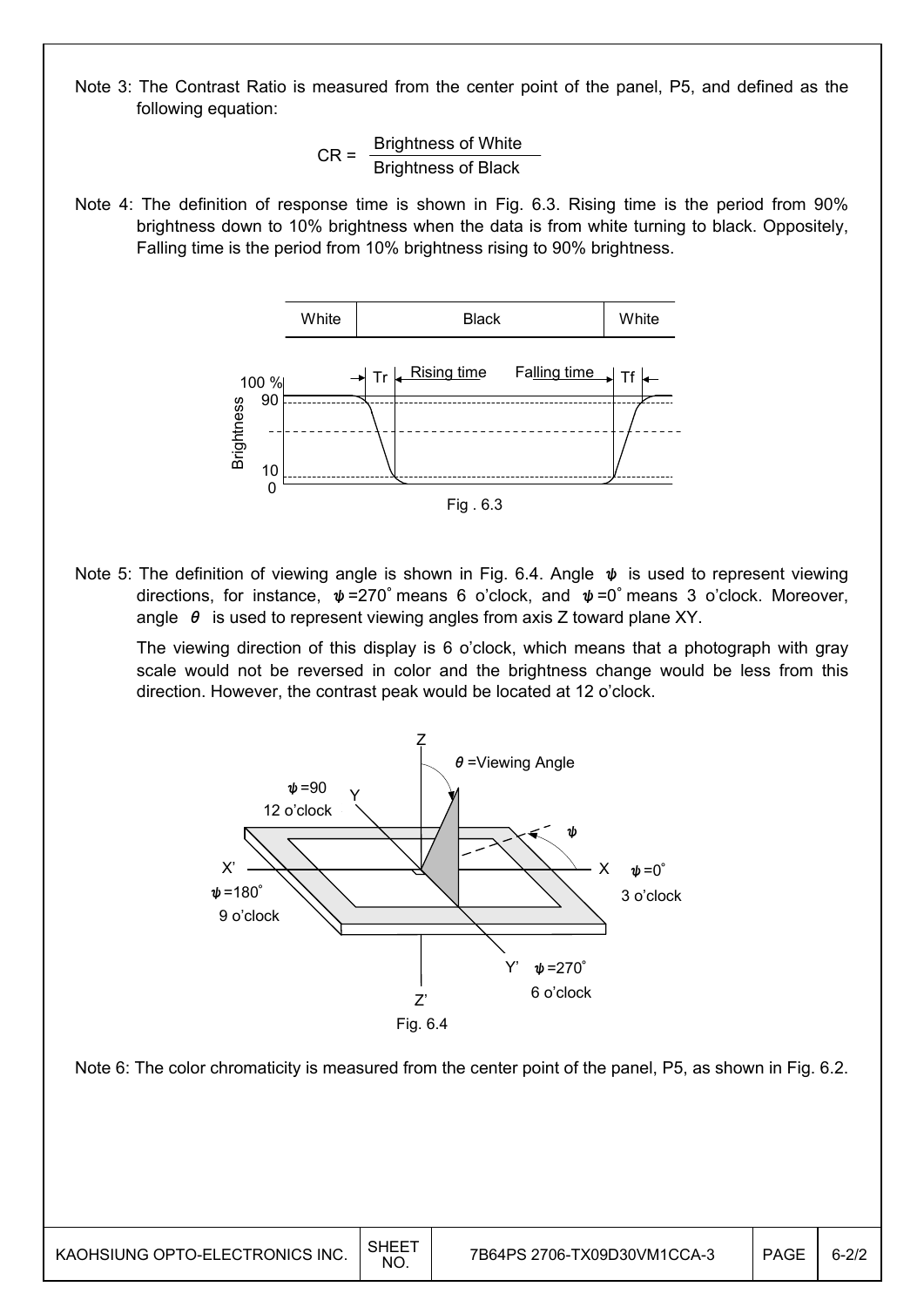Note 3: The Contrast Ratio is measured from the center point of the panel, P5, and defined as the following equation:

$$CR = \frac{\text{Brightness of White}}{\text{Brightness of Black}}$$

Note 4: The definition of response time is shown in Fig. 6.3. Rising time is the period from 90% brightness down to 10% brightness when the data is from white turning to black. Oppositely, Falling time is the period from 10% brightness rising to 90% brightness.

Fig . 6.3

Note 5: The definition of viewing angle is shown in Fig. 6.4. Angle $\psi$ is used to represent viewing directions, for instance, $\psi$=270˚ means 6 o'clock, and $\psi$=0˚ means 3 o'clock. Moreover, angle $\theta$ is used to represent viewing angles from axis Z toward plane XY.

The viewing direction of this display is 6 o'clock, which means that a photograph with gray scale would not be reversed in color and the brightness change would be less from this direction. However, the contrast peak would be located at 12 o'clock.

Fig. 6.4

Note 6: The color chromaticity is measured from the center point of the panel, P5, as shown in Fig. 6.2.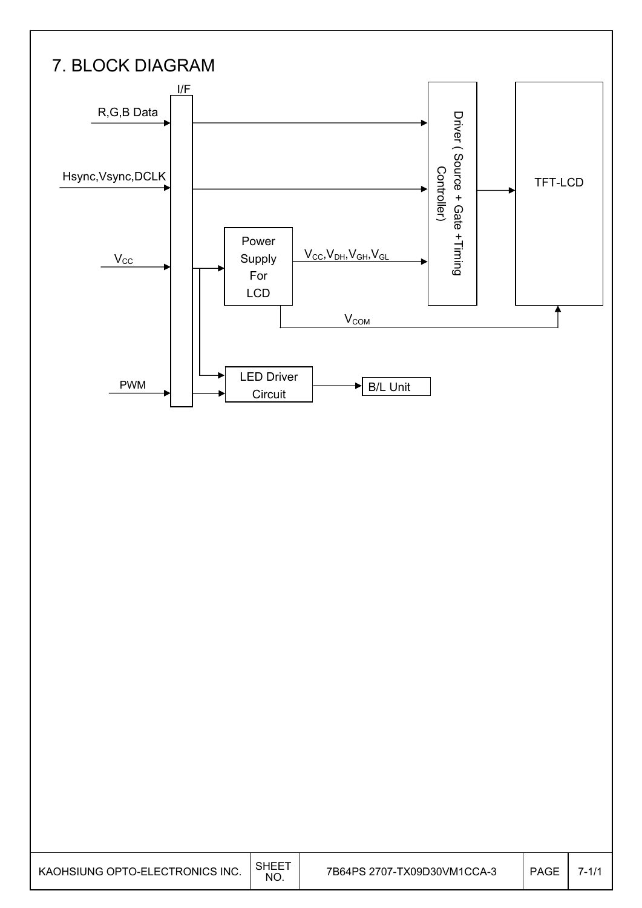# 7. BLOCK DIAGRAM

I/F

R,G,B Data

Hsync,Vsync,DCLK

$V_{CC}$

PWM

Power Supply For LCD

$V_{CC}$,$V_{DH}$,$V_{GH}$,$V_{GL}$

$V_{COM}$

Driver ( Source + Gate +Timing Controller)

TFT-LCD

LED Driver Circuit

B/L Unit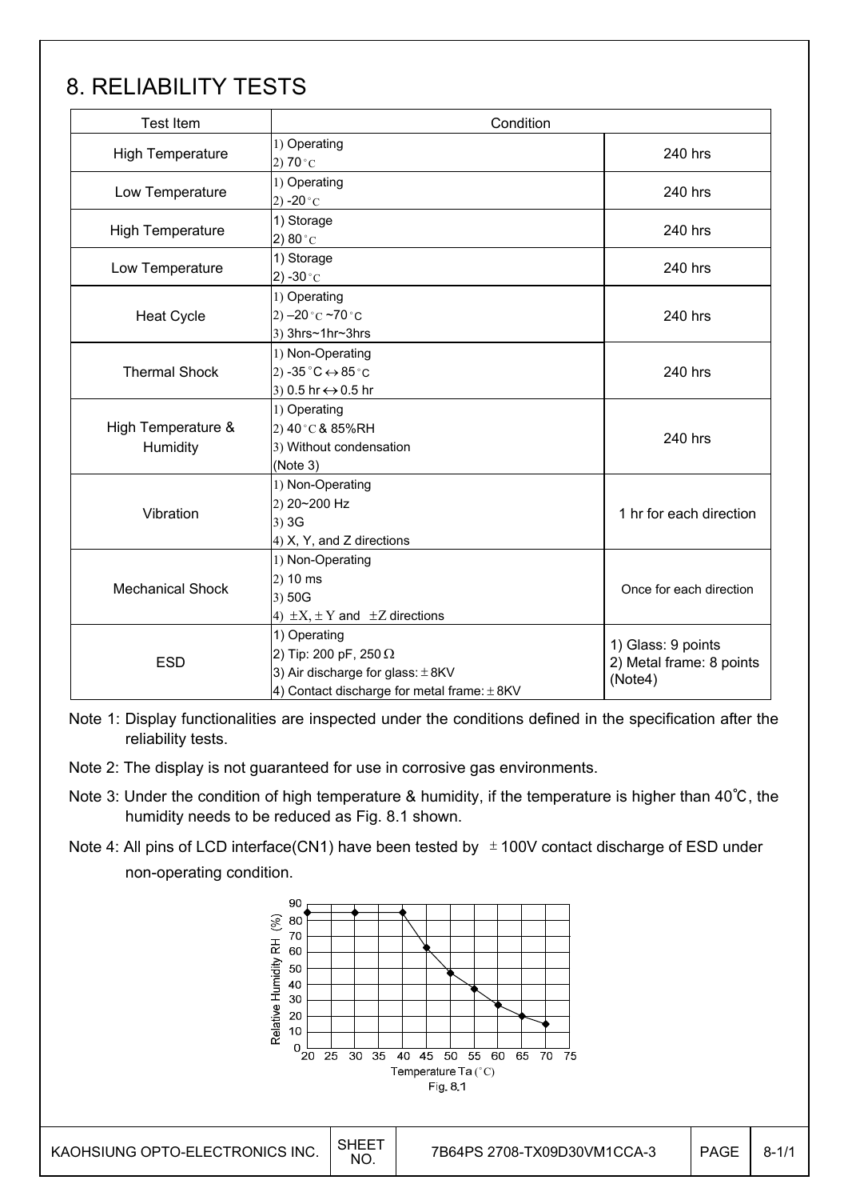# 8. RELIABILITY TESTS

| Test Item | Condition | |
|---|---|---|
| High Temperature | 1) Operating<br>2) 70°C | 240 hrs |
| Low Temperature | 1) Operating<br>2) -20°C | 240 hrs |
| High Temperature | 1) Storage<br>2) 80°C | 240 hrs |
| Low Temperature | 1) Storage<br>2) -30°C | 240 hrs |
| Heat Cycle | 1) Operating<br>2) –20°C ~70°C<br>3) 3hrs~1hr~3hrs | 240 hrs |
| Thermal Shock | 1) Non-Operating<br>2) -35°C ↔ 85°C<br>3) 0.5 hr ↔ 0.5 hr | 240 hrs |
| High Temperature & Humidity | 1) Operating<br>2) 40°C & 85%RH<br>3) Without condensation<br>(Note 3) | 240 hrs |
| Vibration | 1) Non-Operating<br>2) 20~200 Hz<br>3) 3G<br>4) X, Y, and Z directions | 1 hr for each direction |
| Mechanical Shock | 1) Non-Operating<br>2) 10 ms<br>3) 50G<br>4) ±X, ± Y and ±Z directions | Once for each direction |
| ESD | 1) Operating<br>2) Tip: 200 pF, 250 Ω<br>3) Air discharge for glass: ± 8KV<br>4) Contact discharge for metal frame: ± 8KV | 1) Glass: 9 points<br>2) Metal frame: 8 points<br>(Note4) |

Note 1: Display functionalities are inspected under the conditions defined in the specification after the reliability tests.

Note 2: The display is not guaranteed for use in corrosive gas environments.

Note 3: Under the condition of high temperature & humidity, if the temperature is higher than 40℃, the humidity needs to be reduced as Fig. 8.1 shown.

Note 4: All pins of LCD interface(CN1) have been tested by ± 100V contact discharge of ESD under non-operating condition.

Fig. 8.1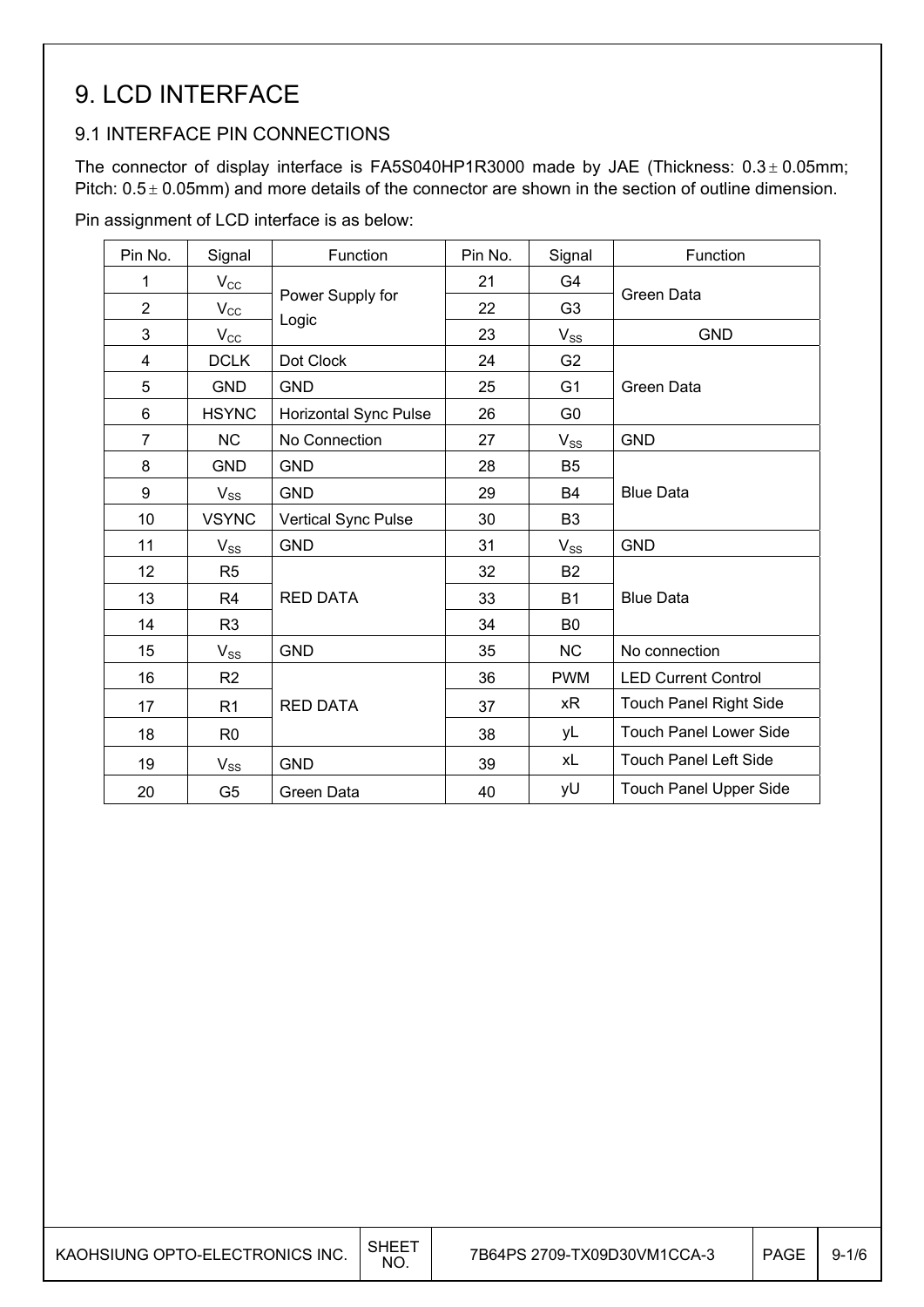# 9. LCD INTERFACE

## 9.1 INTERFACE PIN CONNECTIONS

The connector of display interface is FA5S040HP1R3000 made by JAE (Thickness: 0.3 ± 0.05mm; Pitch: 0.5 ± 0.05mm) and more details of the connector are shown in the section of outline dimension.

Pin assignment of LCD interface is as below:

| Pin No. | Signal | Function | Pin No. | Signal | Function |
|---|---|---|---|---|---|
| 1 | $V_{CC}$ | Power Supply for Logic | 21 | G4 | Green Data |
| 2 | $V_{CC}$ | | 22 | G3 | |
| 3 | $V_{CC}$ | | 23 | $V_{SS}$ | GND |
| 4 | DCLK | Dot Clock | 24 | G2 | Green Data |
| 5 | GND | GND | 25 | G1 | |
| 6 | HSYNC | Horizontal Sync Pulse | 26 | G0 | |
| 7 | NC | No Connection | 27 | $V_{SS}$ | GND |
| 8 | GND | GND | 28 | B5 | Blue Data |
| 9 | $V_{SS}$ | GND | 29 | B4 | |
| 10 | VSYNC | Vertical Sync Pulse | 30 | B3 | |
| 11 | $V_{SS}$ | GND | 31 | $V_{SS}$ | GND |
| 12 | R5 | RED DATA | 32 | B2 | Blue Data |
| 13 | R4 | | 33 | B1 | |
| 14 | R3 | | 34 | B0 | |
| 15 | $V_{SS}$ | GND | 35 | NC | No connection |
| 16 | R2 | RED DATA | 36 | PWM | LED Current Control |
| 17 | R1 | | 37 | xR | Touch Panel Right Side |
| 18 | R0 | | 38 | yL | Touch Panel Lower Side |
| 19 | $V_{SS}$ | GND | 39 | xL | Touch Panel Left Side |
| 20 | G5 | Green Data | 40 | yU | Touch Panel Upper Side |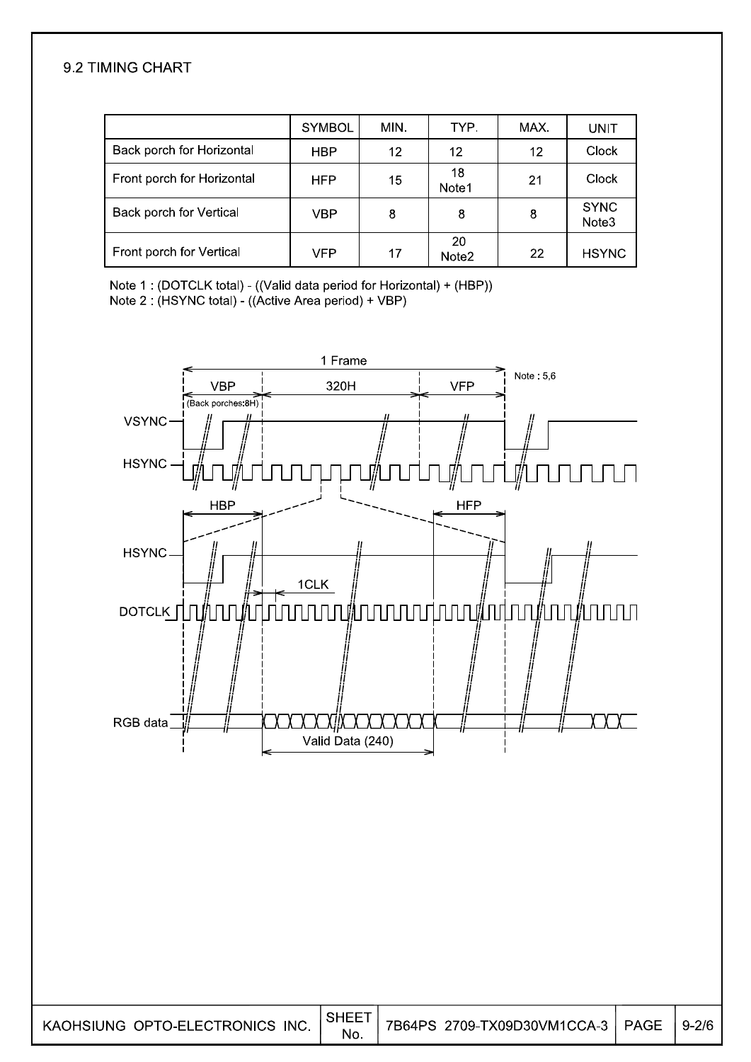## 9.2 TIMING CHART

| | SYMBOL | MIN. | TYP. | MAX. | UNIT |
|---|---|---|---|---|---|
| Back porch for Horizontal | HBP | 12 | 12 | 12 | Clock |
| Front porch for Horizontal | HFP | 15 | 18 Note1 | 21 | Clock |
| Back porch for Vertical | VBP | 8 | 8 | 8 | SYNC Note3 |
| Front porch for Vertical | VFP | 17 | 20 Note2 | 22 | HSYNC |

Note 1 : (DOTCLK total) - ((Valid data period for Horizontal) + (HBP))
Note 2 : (HSYNC total) - ((Active Area period) + VBP)

1 Frame

VBP | 320H | VFP

(Back porches:8H)

Note : 5,6

VSYNC

HSYNC

HBP | HFP

HSYNC

1CLK

DOTCLK

RGB data

Valid Data (240)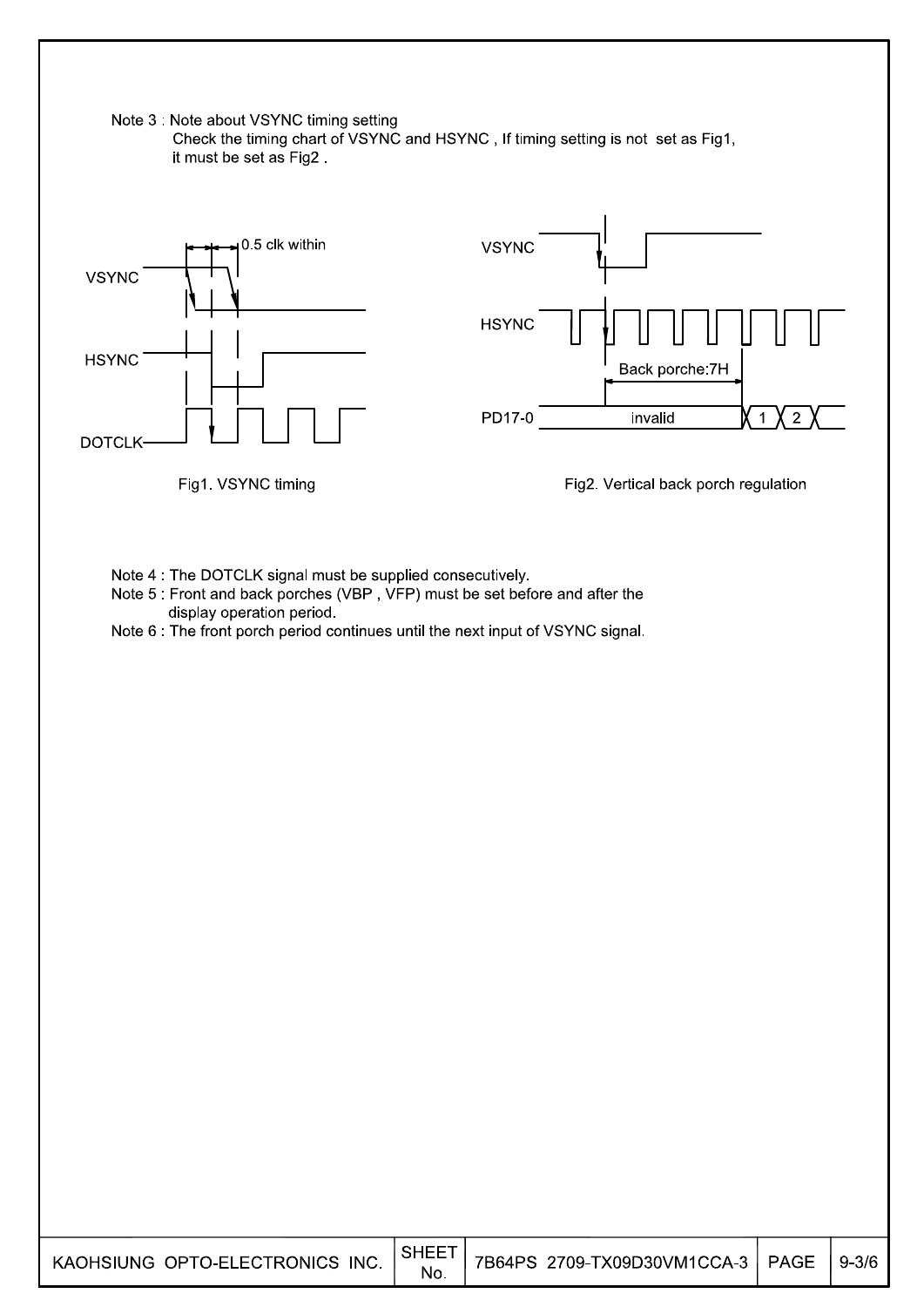Note 3 : Note about VSYNC timing setting
Check the timing chart of VSYNC and HSYNC , If timing setting is not set as Fig1, it must be set as Fig2 .

Fig1. VSYNC timing

Fig2. Vertical back porch regulation

Note 4 : The DOTCLK signal must be supplied consecutively.

Note 5 : Front and back porches (VBP , VFP) must be set before and after the display operation period.

Note 6 : The front porch period continues until the next input of VSYNC signal.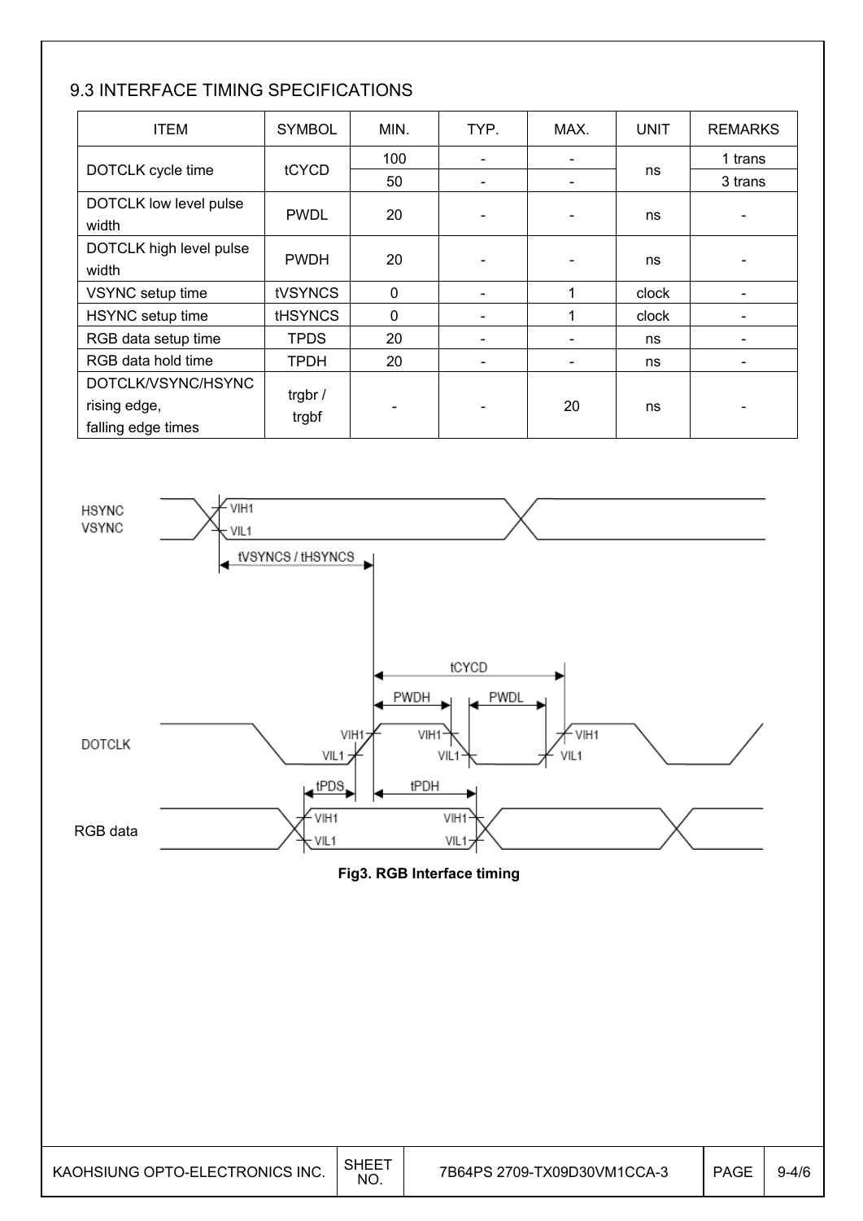### 9.3 INTERFACE TIMING SPECIFICATIONS

| ITEM | SYMBOL | MIN. | TYP. | MAX. | UNIT | REMARKS |
|---|---|---|---|---|---|---|
| DOTCLK cycle time | tCYCD | 100 | - | - | ns | 1 trans |
| | | 50 | - | - | | 3 trans |
| DOTCLK low level pulse width | PWDL | 20 | - | - | ns | - |
| DOTCLK high level pulse width | PWDH | 20 | - | - | ns | - |
| VSYNC setup time | tVSYNCS | 0 | - | 1 | clock | - |
| HSYNC setup time | tHSYNCS | 0 | - | 1 | clock | - |
| RGB data setup time | TPDS | 20 | - | - | ns | - |
| RGB data hold time | TPDH | 20 | - | - | ns | - |
| DOTCLK/VSYNC/HSYNC rising edge, falling edge times | trgbr / trgbf | - | - | 20 | ns | - |

**Fig3. RGB Interface timing**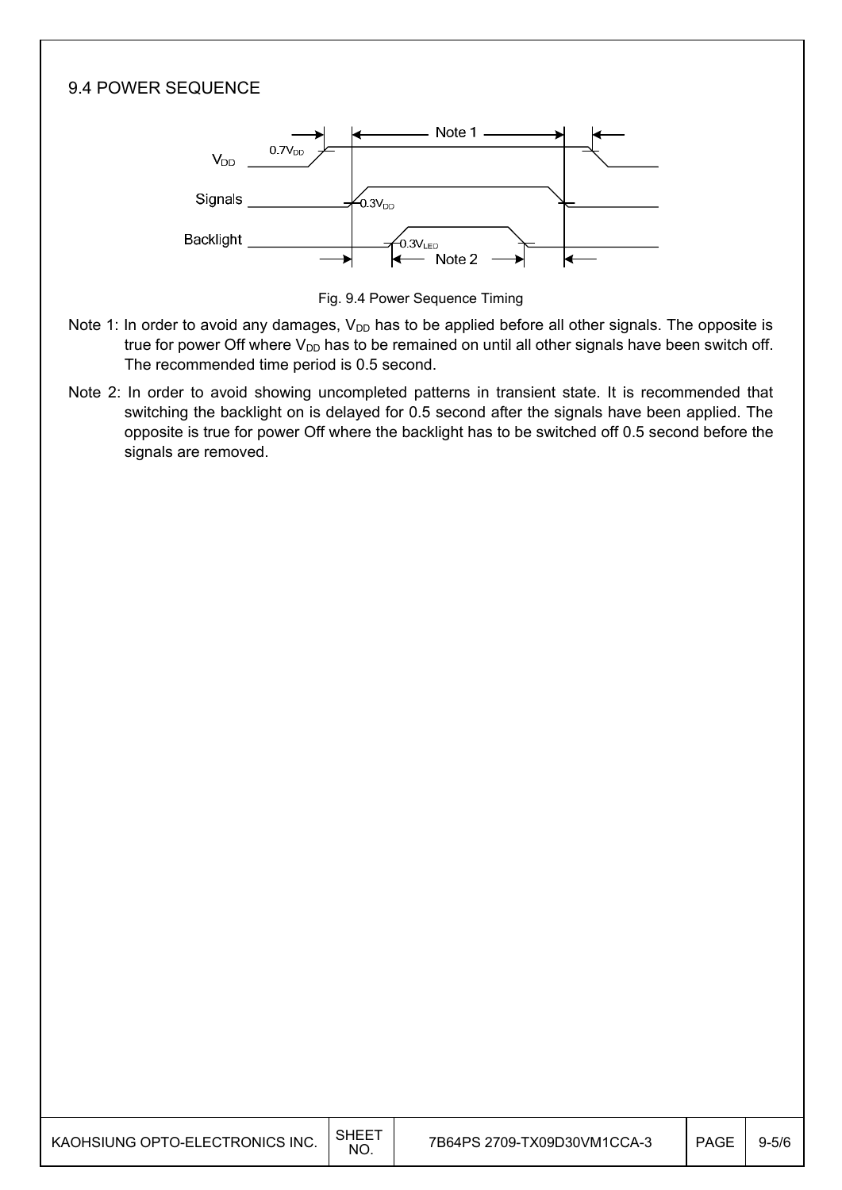## 9.4 POWER SEQUENCE

Fig. 9.4 Power Sequence Timing

Note 1: In order to avoid any damages, $V_{DD}$ has to be applied before all other signals. The opposite is true for power Off where $V_{DD}$ has to be remained on until all other signals have been switch off. The recommended time period is 0.5 second.

Note 2: In order to avoid showing uncompleted patterns in transient state. It is recommended that switching the backlight on is delayed for 0.5 second after the signals have been applied. The opposite is true for power Off where the backlight has to be switched off 0.5 second before the signals are removed.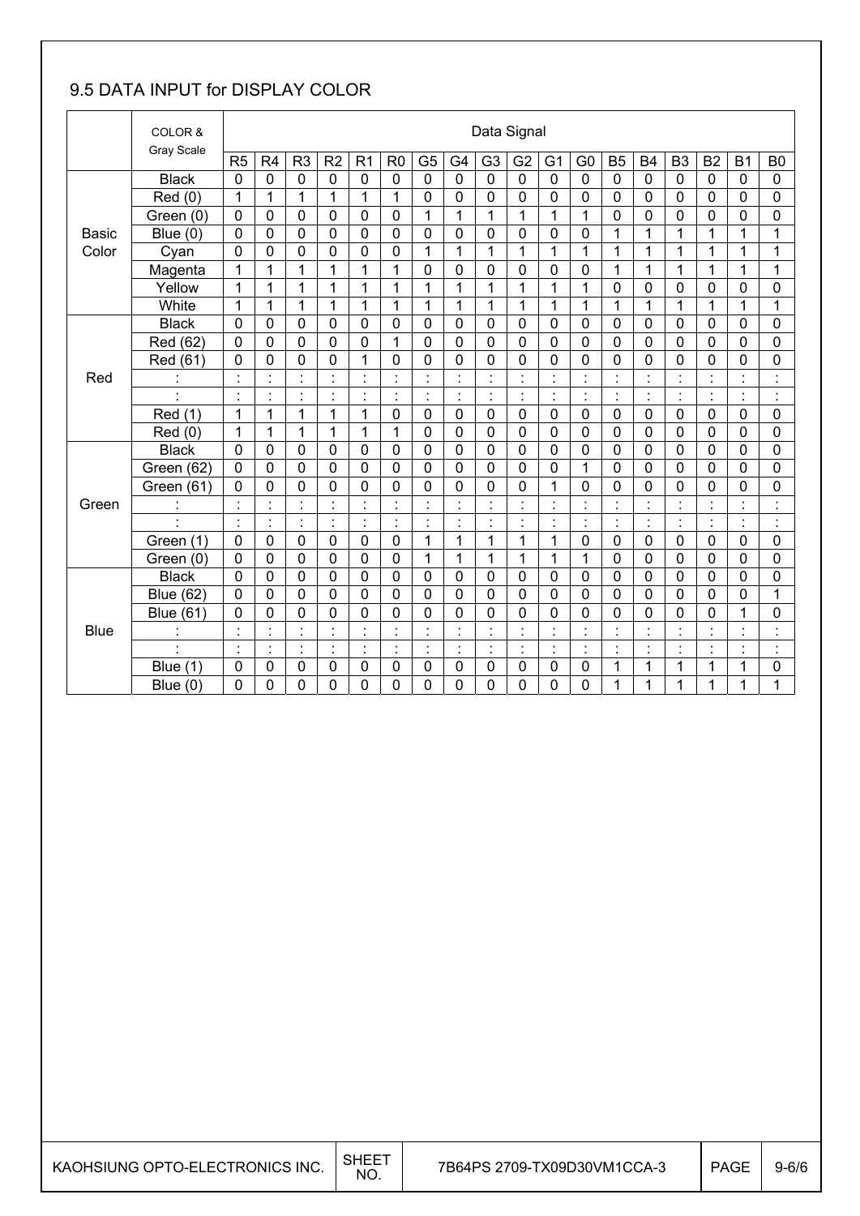## 9.5 DATA INPUT for DISPLAY COLOR

| | COLOR & Gray Scale | Data Signal | | | | | | | | | | | | | | | | | |
|---|---|---|---|---|---|---|---|---|---|---|---|---|---|---|---|---|---|---|---|
| | | R5 | R4 | R3 | R2 | R1 | R0 | G5 | G4 | G3 | G2 | G1 | G0 | B5 | B4 | B3 | B2 | B1 | B0 |
| Basic Color | Black | 0 | 0 | 0 | 0 | 0 | 0 | 0 | 0 | 0 | 0 | 0 | 0 | 0 | 0 | 0 | 0 | 0 | 0 |
| | Red (0) | 1 | 1 | 1 | 1 | 1 | 1 | 0 | 0 | 0 | 0 | 0 | 0 | 0 | 0 | 0 | 0 | 0 | 0 |
| | Green (0) | 0 | 0 | 0 | 0 | 0 | 0 | 1 | 1 | 1 | 1 | 1 | 1 | 0 | 0 | 0 | 0 | 0 | 0 |
| | Blue (0) | 0 | 0 | 0 | 0 | 0 | 0 | 0 | 0 | 0 | 0 | 0 | 0 | 1 | 1 | 1 | 1 | 1 | 1 |
| | Cyan | 0 | 0 | 0 | 0 | 0 | 0 | 1 | 1 | 1 | 1 | 1 | 1 | 1 | 1 | 1 | 1 | 1 | 1 |
| | Magenta | 1 | 1 | 1 | 1 | 1 | 1 | 0 | 0 | 0 | 0 | 0 | 0 | 1 | 1 | 1 | 1 | 1 | 1 |
| | Yellow | 1 | 1 | 1 | 1 | 1 | 1 | 1 | 1 | 1 | 1 | 1 | 1 | 0 | 0 | 0 | 0 | 0 | 0 |
| | White | 1 | 1 | 1 | 1 | 1 | 1 | 1 | 1 | 1 | 1 | 1 | 1 | 1 | 1 | 1 | 1 | 1 | 1 |
| Red | Black | 0 | 0 | 0 | 0 | 0 | 0 | 0 | 0 | 0 | 0 | 0 | 0 | 0 | 0 | 0 | 0 | 0 | 0 |
| | Red (62) | 0 | 0 | 0 | 0 | 0 | 1 | 0 | 0 | 0 | 0 | 0 | 0 | 0 | 0 | 0 | 0 | 0 | 0 |
| | Red (61) | 0 | 0 | 0 | 0 | 1 | 0 | 0 | 0 | 0 | 0 | 0 | 0 | 0 | 0 | 0 | 0 | 0 | 0 |
| | : | : | : | : | : | : | : | : | : | : | : | : | : | : | : | : | : | : | : |
| | : | : | : | : | : | : | : | : | : | : | : | : | : | : | : | : | : | : | : |
| | Red (1) | 1 | 1 | 1 | 1 | 1 | 0 | 0 | 0 | 0 | 0 | 0 | 0 | 0 | 0 | 0 | 0 | 0 | 0 |
| | Red (0) | 1 | 1 | 1 | 1 | 1 | 1 | 0 | 0 | 0 | 0 | 0 | 0 | 0 | 0 | 0 | 0 | 0 | 0 |
| Green | Black | 0 | 0 | 0 | 0 | 0 | 0 | 0 | 0 | 0 | 0 | 0 | 0 | 0 | 0 | 0 | 0 | 0 | 0 |
| | Green (62) | 0 | 0 | 0 | 0 | 0 | 0 | 0 | 0 | 0 | 0 | 0 | 1 | 0 | 0 | 0 | 0 | 0 | 0 |
| | Green (61) | 0 | 0 | 0 | 0 | 0 | 0 | 0 | 0 | 0 | 0 | 1 | 0 | 0 | 0 | 0 | 0 | 0 | 0 |
| | : | : | : | : | : | : | : | : | : | : | : | : | : | : | : | : | : | : | : |
| | : | : | : | : | : | : | : | : | : | : | : | : | : | : | : | : | : | : | : |
| | Green (1) | 0 | 0 | 0 | 0 | 0 | 0 | 1 | 1 | 1 | 1 | 1 | 0 | 0 | 0 | 0 | 0 | 0 | 0 |
| | Green (0) | 0 | 0 | 0 | 0 | 0 | 0 | 1 | 1 | 1 | 1 | 1 | 1 | 0 | 0 | 0 | 0 | 0 | 0 |
| Blue | Black | 0 | 0 | 0 | 0 | 0 | 0 | 0 | 0 | 0 | 0 | 0 | 0 | 0 | 0 | 0 | 0 | 0 | 0 |
| | Blue (62) | 0 | 0 | 0 | 0 | 0 | 0 | 0 | 0 | 0 | 0 | 0 | 0 | 0 | 0 | 0 | 0 | 0 | 1 |
| | Blue (61) | 0 | 0 | 0 | 0 | 0 | 0 | 0 | 0 | 0 | 0 | 0 | 0 | 0 | 0 | 0 | 0 | 1 | 0 |
| | : | : | : | : | : | : | : | : | : | : | : | : | : | : | : | : | : | : | : |
| | : | : | : | : | : | : | : | : | : | : | : | : | : | : | : | : | : | : | : |
| | Blue (1) | 0 | 0 | 0 | 0 | 0 | 0 | 0 | 0 | 0 | 0 | 0 | 0 | 1 | 1 | 1 | 1 | 1 | 0 |
| | Blue (0) | 0 | 0 | 0 | 0 | 0 | 0 | 0 | 0 | 0 | 0 | 0 | 0 | 1 | 1 | 1 | 1 | 1 | 1 |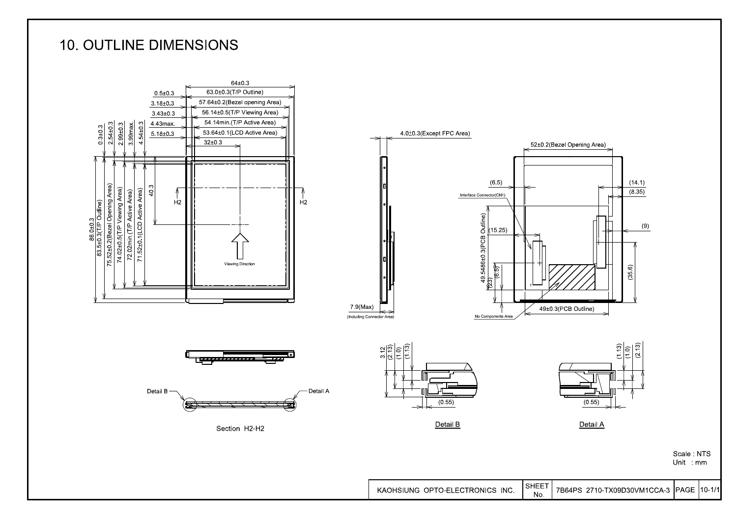# 10. OUTLINE DIMENSIONS

64±0.3
0.5±0.3 — 63.0±0.3(T/P Outline)
3.18±0.3 — 57.64±0.2(Bezel opening Area)
3.43±0.3 — 56.14±0.5(T/P Viewing Area)
4.43max. — 54.14min.(T/P Active Area)
5.18±0.3 — 53.64±0.1(LCD Active Area)
32±0.3

0.3±0.3
2.54±0.3
2.99±0.3
3.99max.
4.54±0.3

86.0±0.3
83.5±0.3(T/P Outline)
75.52±0.2(Bezel Opening Area)
74.02±0.5(T/P Viewing Area)
72.02min.(T/P Active Area)
71.52±0.1(LCD Active Area)
40.3

H2 H2

Viewing Direction

4.0±0.3(Except FPC Area)

7.9(Max)
(Including Connector Area)

52±0.2(Bezel Opening Area)
(6.5)
(14.1)
(8.35)
Interface Connector(CN1)
(9)
(15.25)
49.5486±0.3(PCB Outline)
(6.5)
(23)
(35.6)
No Components Area
49±0.3(PCB Outline)

Detail B — Detail A

Section H2-H2

3.12
(2.13)
(1.0)
(1.13)
(0.55)

Detail B

(1.13)
(1.0)
(2.13)
(0.55)

Detail A

Scale : NTS
Unit : mm

| KAOHSIUNG OPTO-ELECTRONICS INC. | SHEET No. | 7B64PS 2710-TX09D30VM1CCA-3 | PAGE | 10-1/1 |
|---|---|---|---|---|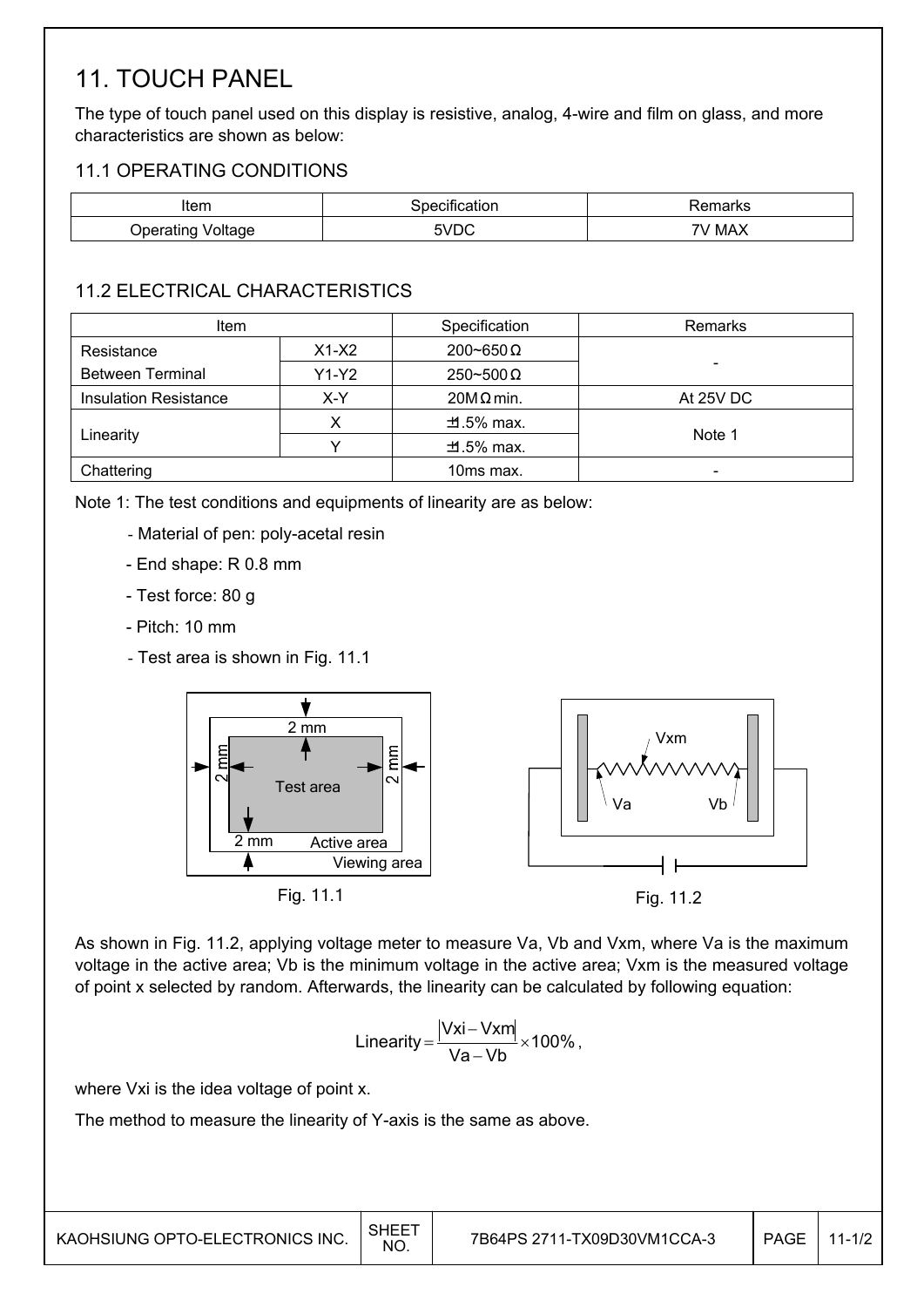# 11. TOUCH PANEL

The type of touch panel used on this display is resistive, analog, 4-wire and film on glass, and more characteristics are shown as below:

## 11.1 OPERATING CONDITIONS

| Item | Specification | Remarks |
|---|---|---|
| Operating Voltage | 5VDC | 7V MAX |

## 11.2 ELECTRICAL CHARACTERISTICS

| Item | | Specification | Remarks |
|---|---|---|---|
| Resistance Between Terminal | X1-X2 | 200~650 Ω | - |
| | Y1-Y2 | 250~500 Ω | |
| Insulation Resistance | X-Y | 20MΩ min. | At 25V DC |
| Linearity | X | ±1.5% max. | Note 1 |
| | Y | ±1.5% max. | |
| Chattering | | 10ms max. | - |

Note 1: The test conditions and equipments of linearity are as below:

- Material of pen: poly-acetal resin
- End shape: R 0.8 mm
- Test force: 80 g
- Pitch: 10 mm
- Test area is shown in Fig. 11.1

Fig. 11.1

Fig. 11.2

As shown in Fig. 11.2, applying voltage meter to measure Va, Vb and Vxm, where Va is the maximum voltage in the active area; Vb is the minimum voltage in the active area; Vxm is the measured voltage of point x selected by random. Afterwards, the linearity can be calculated by following equation:

$$\text{Linearity} = \frac{|Vxi - Vxm|}{Va - Vb} \times 100\%,$$

where Vxi is the idea voltage of point x.

The method to measure the linearity of Y-axis is the same as above.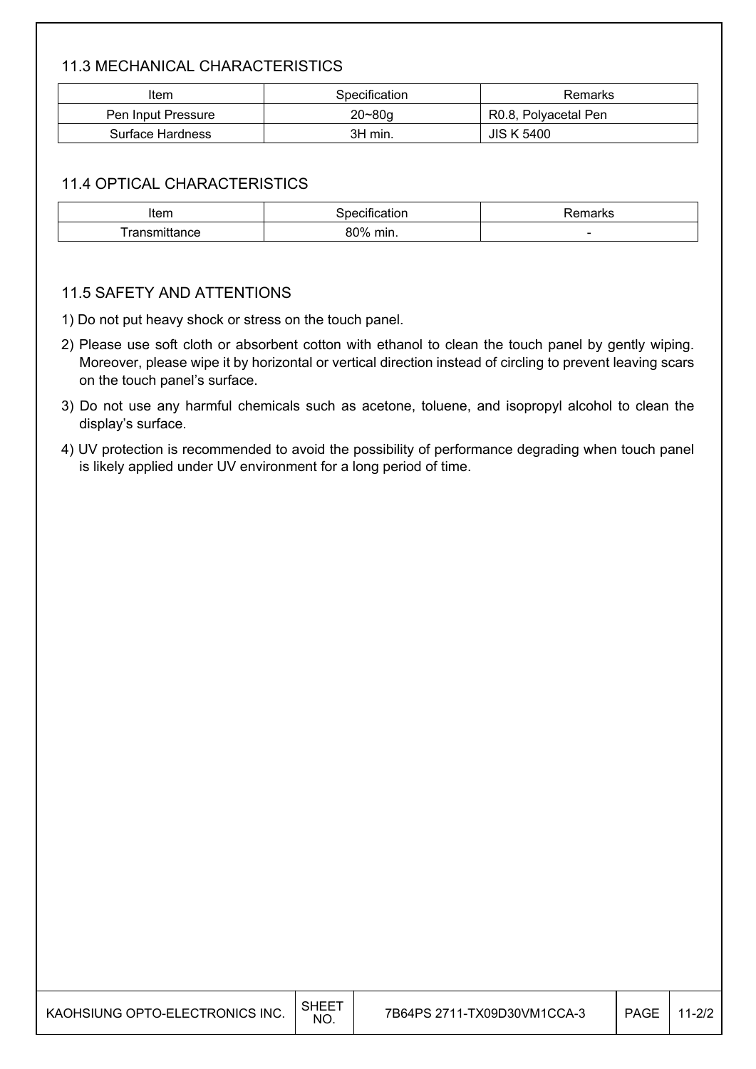### 11.3 MECHANICAL CHARACTERISTICS

| Item | Specification | Remarks |
|---|---|---|
| Pen Input Pressure | 20~80g | R0.8, Polyacetal Pen |
| Surface Hardness | 3H min. | JIS K 5400 |

### 11.4 OPTICAL CHARACTERISTICS

| Item | Specification | Remarks |
|---|---|---|
| Transmittance | 80% min. | - |

### 11.5 SAFETY AND ATTENTIONS

1) Do not put heavy shock or stress on the touch panel.
2) Please use soft cloth or absorbent cotton with ethanol to clean the touch panel by gently wiping. Moreover, please wipe it by horizontal or vertical direction instead of circling to prevent leaving scars on the touch panel's surface.
3) Do not use any harmful chemicals such as acetone, toluene, and isopropyl alcohol to clean the display's surface.
4) UV protection is recommended to avoid the possibility of performance degrading when touch panel is likely applied under UV environment for a long period of time.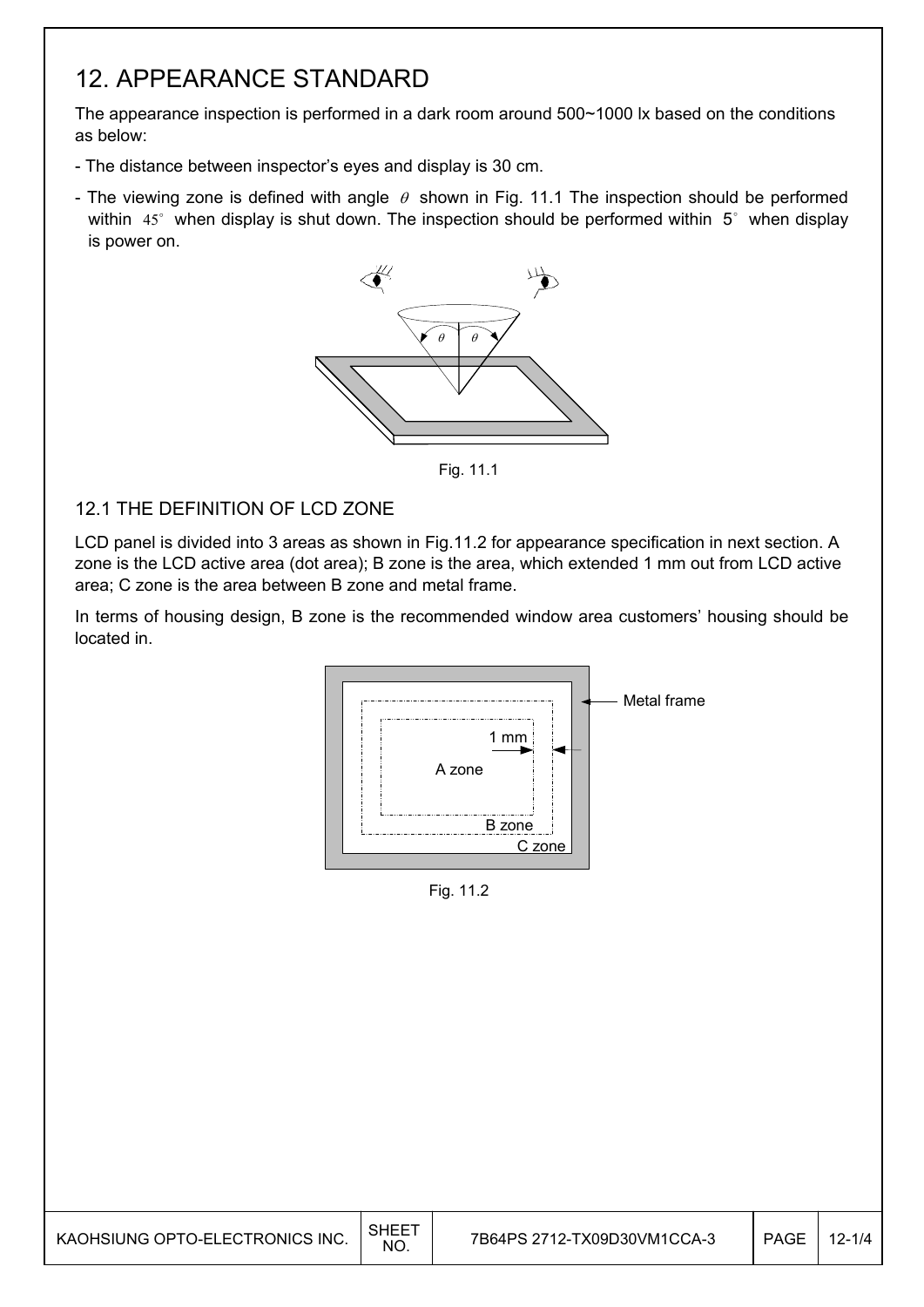# 12. APPEARANCE STANDARD

The appearance inspection is performed in a dark room around 500~1000 lx based on the conditions as below:

- The distance between inspector's eyes and display is 30 cm.
- The viewing zone is defined with angle $\theta$ shown in Fig. 11.1 The inspection should be performed within 45° when display is shut down. The inspection should be performed within 5° when display is power on.

Fig. 11.1

## 12.1 THE DEFINITION OF LCD ZONE

LCD panel is divided into 3 areas as shown in Fig.11.2 for appearance specification in next section. A zone is the LCD active area (dot area); B zone is the area, which extended 1 mm out from LCD active area; C zone is the area between B zone and metal frame.

In terms of housing design, B zone is the recommended window area customers' housing should be located in.

Fig. 11.2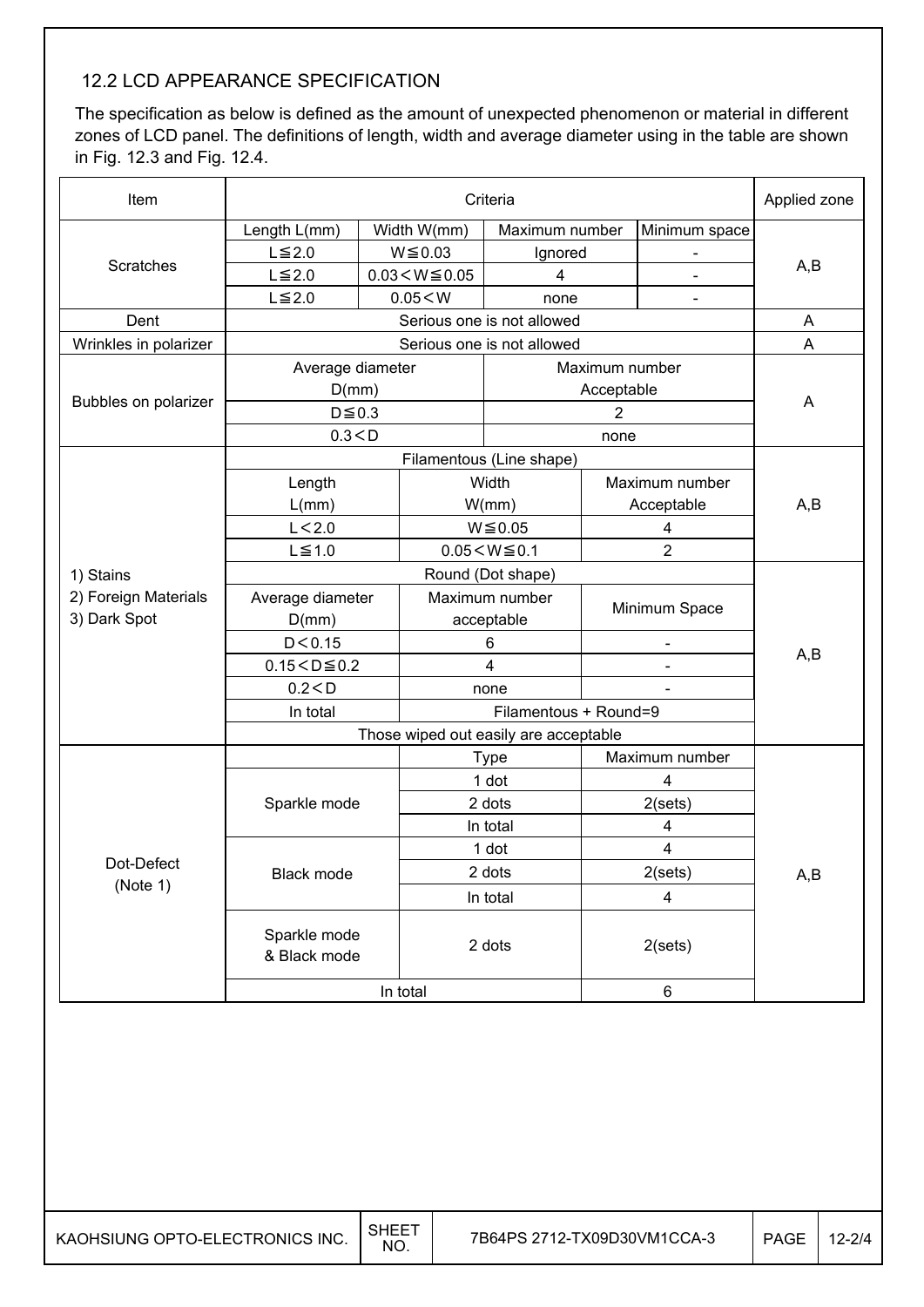## 12.2 LCD APPEARANCE SPECIFICATION

The specification as below is defined as the amount of unexpected phenomenon or material in different zones of LCD panel. The definitions of length, width and average diameter using in the table are shown in Fig. 12.3 and Fig. 12.4.

| Item | Criteria | | | | Applied zone |
|---|---|---|---|---|---|
| Scratches | Length L(mm) | Width W(mm) | Maximum number | Minimum space | A,B |
| | L≦2.0 | W≦0.03 | Ignored | - | |
| | L≦2.0 | 0.03＜W≦0.05 | 4 | - | |
| | L≦2.0 | 0.05＜W | none | - | |
| Dent | Serious one is not allowed | | | | A |
| Wrinkles in polarizer | Serious one is not allowed | | | | A |
| Bubbles on polarizer | Average diameter D(mm) | | Maximum number Acceptable | | A |
| | D≦0.3 | | 2 | | |
| | 0.3＜D | | none | | |
| 1) Stains 2) Foreign Materials 3) Dark Spot | Filamentous (Line shape) | | | | A,B |
| | Length L(mm) | Width W(mm) | Maximum number Acceptable | | |
| | L＜2.0 | W≦0.05 | 4 | | |
| | L≦1.0 | 0.05＜W≦0.1 | 2 | | |
| | Round (Dot shape) | | | | A,B |
| | Average diameter D(mm) | Maximum number acceptable | Minimum Space | | |
| | D＜0.15 | 6 | - | | |
| | 0.15＜D≦0.2 | 4 | - | | |
| | 0.2＜D | none | - | | |
| | In total | Filamentous + Round=9 | | | |
| | Those wiped out easily are acceptable | | | | |
| Dot-Defect (Note 1) | | Type | Maximum number | | A,B |
| | Sparkle mode | 1 dot | 4 | | |
| | | 2 dots | 2(sets) | | |
| | | In total | 4 | | |
| | Black mode | 1 dot | 4 | | |
| | | 2 dots | 2(sets) | | |
| | | In total | 4 | | |
| | Sparkle mode & Black mode | 2 dots | 2(sets) | | |
| | In total | | 6 | | |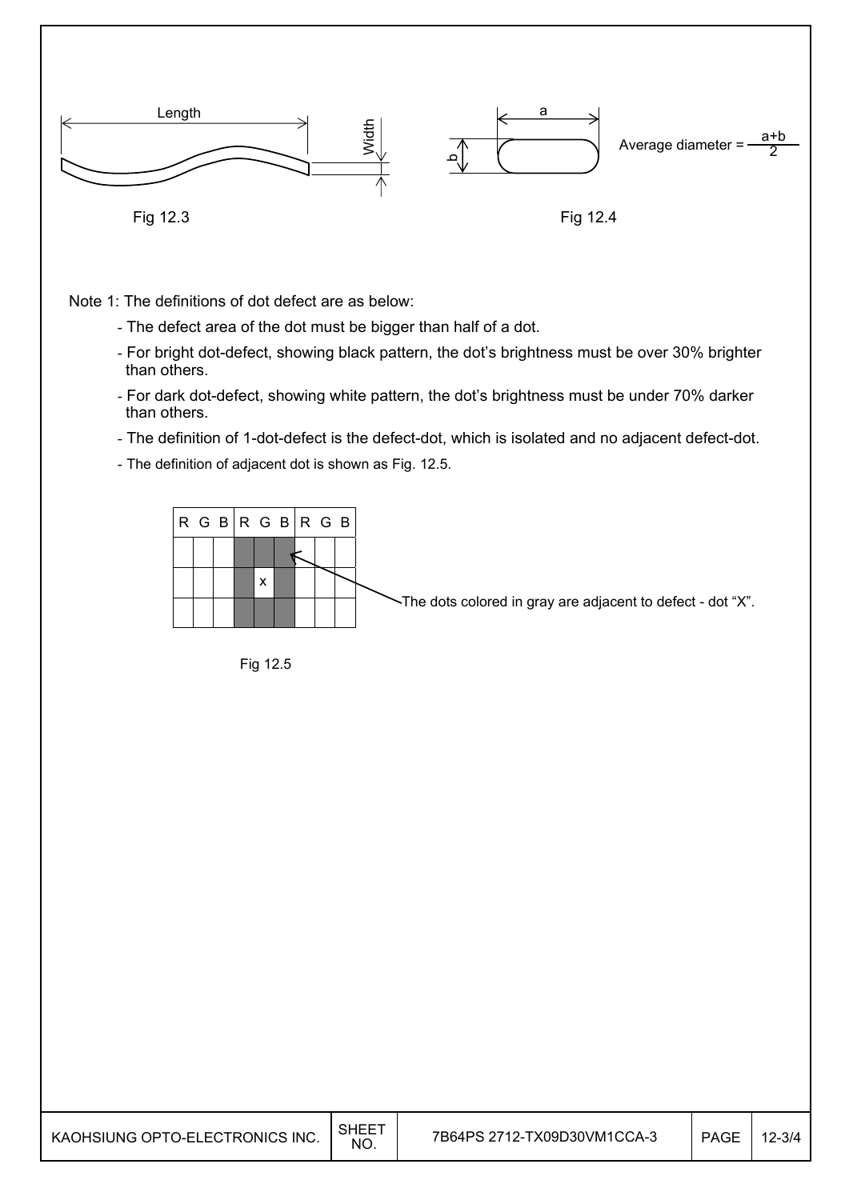Fig 12.3

Average diameter = $\frac{a+b}{2}$

Fig 12.4

Note 1: The definitions of dot defect are as below:

- The defect area of the dot must be bigger than half of a dot.
- For bright dot-defect, showing black pattern, the dot's brightness must be over 30% brighter than others.
- For dark dot-defect, showing white pattern, the dot's brightness must be under 70% darker than others.
- The definition of 1-dot-defect is the defect-dot, which is isolated and no adjacent defect-dot.
- The definition of adjacent dot is shown as Fig. 12.5.

| R | G | B | R | G | B | R | G | B |
|---|---|---|---|---|---|---|---|---|
| | | | | | | | | |
| | | | | x | | | | |
| | | | | | | | | |

The dots colored in gray are adjacent to defect - dot "X".

Fig 12.5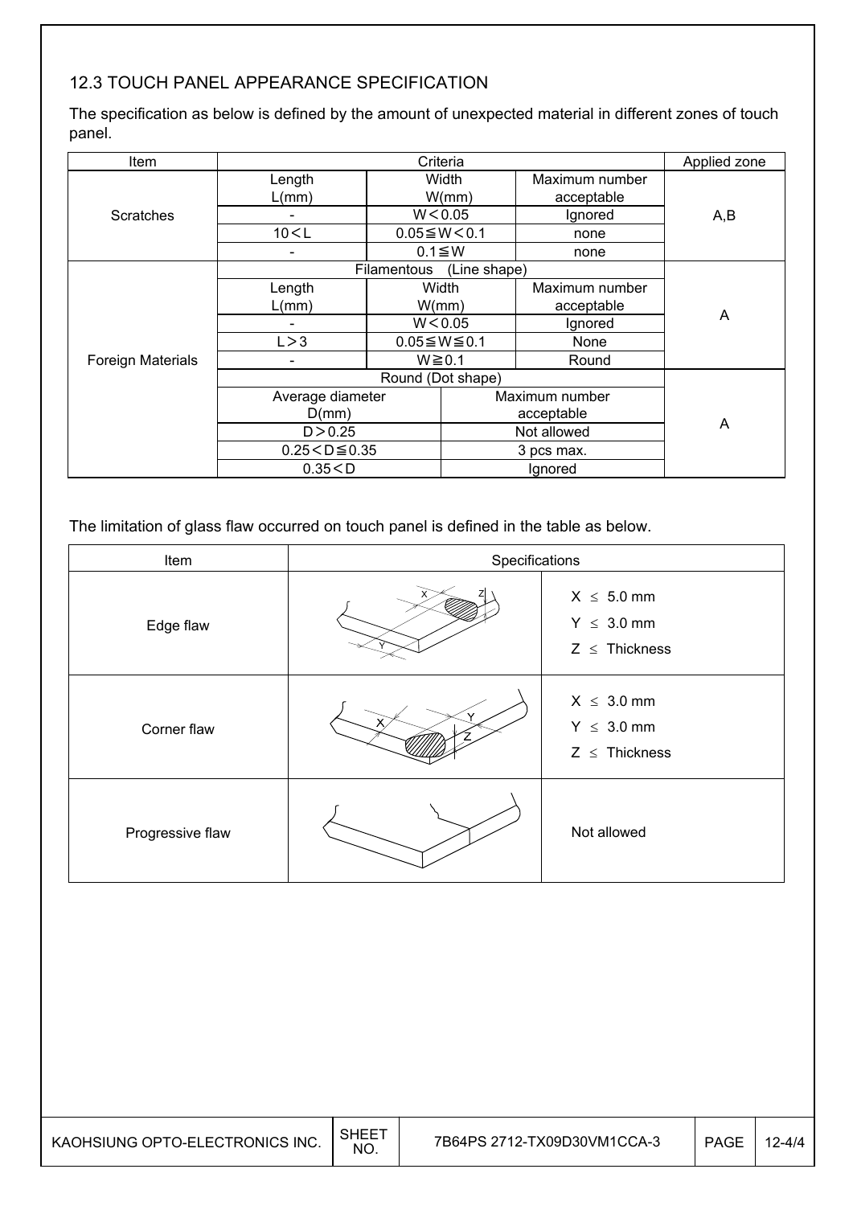## 12.3 TOUCH PANEL APPEARANCE SPECIFICATION

The specification as below is defined by the amount of unexpected material in different zones of touch panel.

| Item | Criteria | | | Applied zone |
|---|---|---|---|---|
| Scratches | Length L(mm) | Width W(mm) | Maximum number acceptable | A,B |
| | - | W＜0.05 | Ignored | |
| | 10＜L | 0.05≦W＜0.1 | none | |
| | - | 0.1≦W | none | |
| Foreign Materials | Filamentous (Line shape) | | | A |
| | Length L(mm) | Width W(mm) | Maximum number acceptable | |
| | - | W＜0.05 | Ignored | |
| | L＞3 | 0.05≦W≦0.1 | None | |
| | - | W≧0.1 | Round | |
| | Round (Dot shape) | | | A |
| | Average diameter D(mm) | Maximum number acceptable | | |
| | D＞0.25 | Not allowed | | |
| | 0.25＜D≦0.35 | 3 pcs max. | | |
| | 0.35＜D | Ignored | | |

The limitation of glass flaw occurred on touch panel is defined in the table as below.

| Item | Specifications |
|---|---|
| Edge flaw | X ≤ 5.0 mm<br>Y ≤ 3.0 mm<br>Z ≤ Thickness |
| Corner flaw | X ≤ 3.0 mm<br>Y ≤ 3.0 mm<br>Z ≤ Thickness |
| Progressive flaw | Not allowed |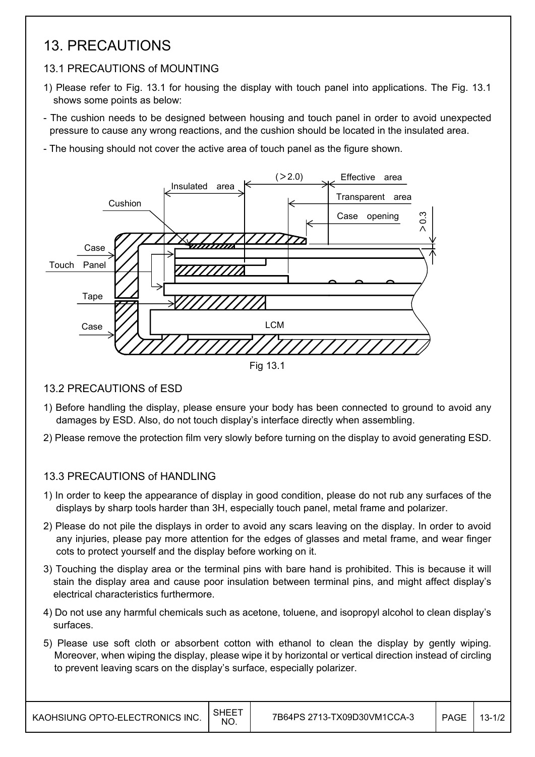# 13. PRECAUTIONS

## 13.1 PRECAUTIONS of MOUNTING

1) Please refer to Fig. 13.1 for housing the display with touch panel into applications. The Fig. 13.1 shows some points as below:

- The cushion needs to be designed between housing and touch panel in order to avoid unexpected pressure to cause any wrong reactions, and the cushion should be located in the insulated area.
- The housing should not cover the active area of touch panel as the figure shown.

Fig 13.1

## 13.2 PRECAUTIONS of ESD

1) Before handling the display, please ensure your body has been connected to ground to avoid any damages by ESD. Also, do not touch display's interface directly when assembling.

2) Please remove the protection film very slowly before turning on the display to avoid generating ESD.

## 13.3 PRECAUTIONS of HANDLING

1) In order to keep the appearance of display in good condition, please do not rub any surfaces of the displays by sharp tools harder than 3H, especially touch panel, metal frame and polarizer.

2) Please do not pile the displays in order to avoid any scars leaving on the display. In order to avoid any injuries, please pay more attention for the edges of glasses and metal frame, and wear finger cots to protect yourself and the display before working on it.

3) Touching the display area or the terminal pins with bare hand is prohibited. This is because it will stain the display area and cause poor insulation between terminal pins, and might affect display's electrical characteristics furthermore.

4) Do not use any harmful chemicals such as acetone, toluene, and isopropyl alcohol to clean display's surfaces.

5) Please use soft cloth or absorbent cotton with ethanol to clean the display by gently wiping. Moreover, when wiping the display, please wipe it by horizontal or vertical direction instead of circling to prevent leaving scars on the display's surface, especially polarizer.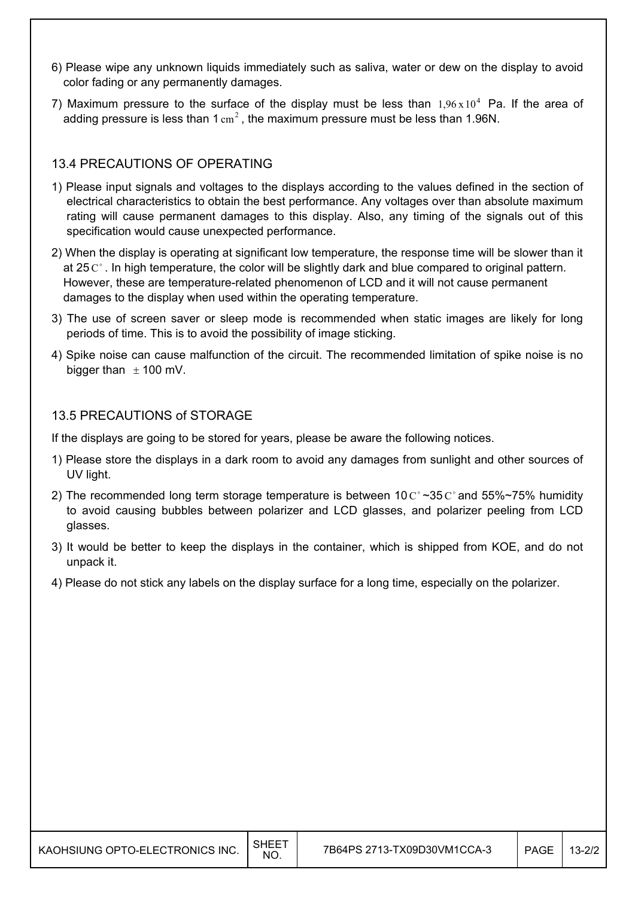6) Please wipe any unknown liquids immediately such as saliva, water or dew on the display to avoid color fading or any permanently damages.

7) Maximum pressure to the surface of the display must be less than $1{,}96 \times 10^4$ Pa. If the area of adding pressure is less than 1 $cm^2$, the maximum pressure must be less than 1.96N.

## 13.4 PRECAUTIONS OF OPERATING

1) Please input signals and voltages to the displays according to the values defined in the section of electrical characteristics to obtain the best performance. Any voltages over than absolute maximum rating will cause permanent damages to this display. Also, any timing of the signals out of this specification would cause unexpected performance.

2) When the display is operating at significant low temperature, the response time will be slower than it at 25 $C^{\circ}$. In high temperature, the color will be slightly dark and blue compared to original pattern. However, these are temperature-related phenomenon of LCD and it will not cause permanent damages to the display when used within the operating temperature.

3) The use of screen saver or sleep mode is recommended when static images are likely for long periods of time. This is to avoid the possibility of image sticking.

4) Spike noise can cause malfunction of the circuit. The recommended limitation of spike noise is no bigger than $\pm$ 100 mV.

## 13.5 PRECAUTIONS of STORAGE

If the displays are going to be stored for years, please be aware the following notices.

1) Please store the displays in a dark room to avoid any damages from sunlight and other sources of UV light.

2) The recommended long term storage temperature is between 10 $C^{\circ}$ ~35 $C^{\circ}$ and 55%~75% humidity to avoid causing bubbles between polarizer and LCD glasses, and polarizer peeling from LCD glasses.

3) It would be better to keep the displays in the container, which is shipped from KOE, and do not unpack it.

4) Please do not stick any labels on the display surface for a long time, especially on the polarizer.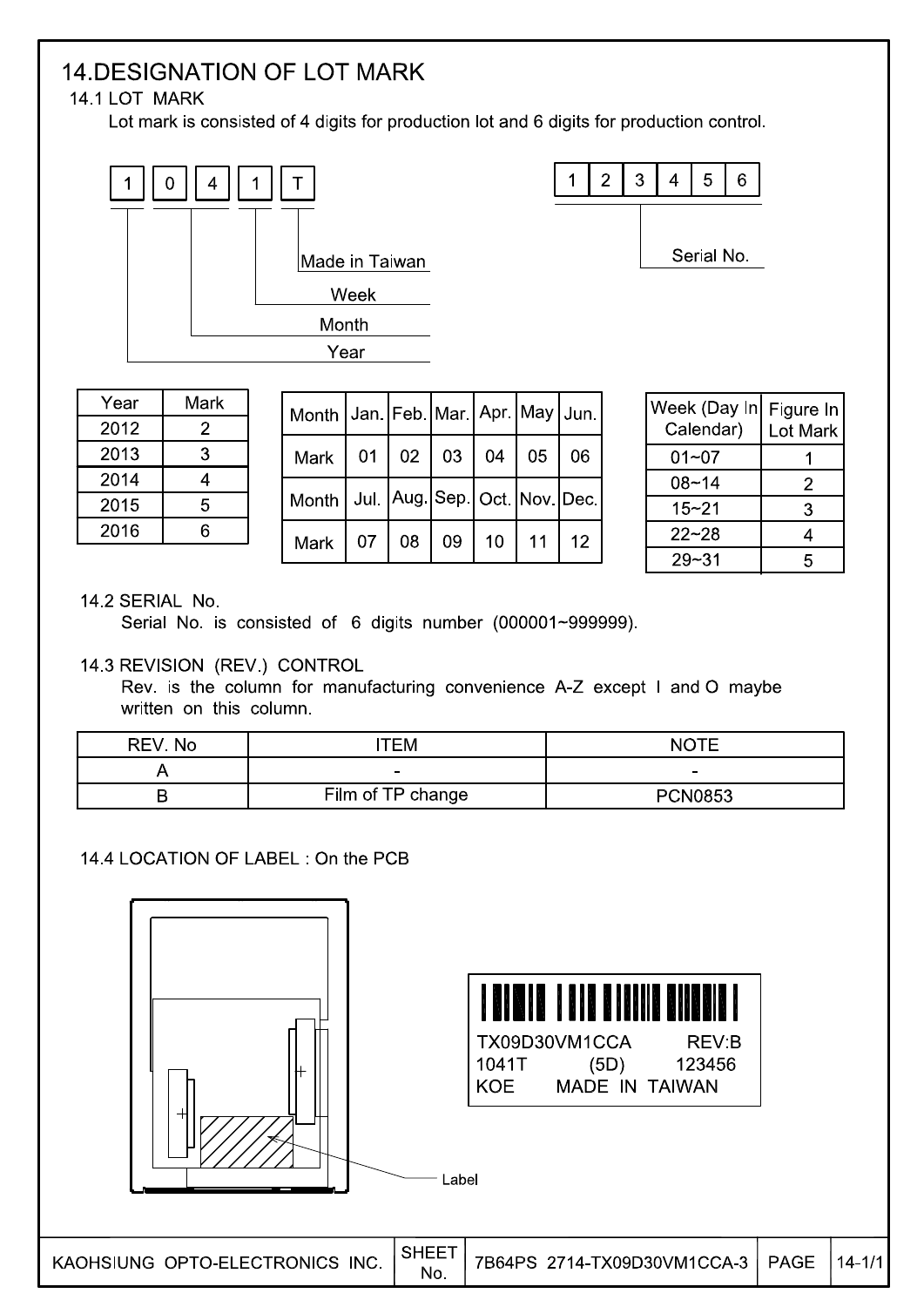# 14.DESIGNATION OF LOT MARK

## 14.1 LOT MARK

Lot mark is consisted of 4 digits for production lot and 6 digits for production control.

1 0 4 1 T

- 1: Year
- 04: Month
- 1: Week
- T: Made in Taiwan

1 2 3 4 5 6

- Serial No.

| Year | Mark |
|---|---|
| 2012 | 2 |
| 2013 | 3 |
| 2014 | 4 |
| 2015 | 5 |
| 2016 | 6 |

| Month | Jan. | Feb. | Mar. | Apr. | May | Jun. |
|---|---|---|---|---|---|---|
| Mark | 01 | 02 | 03 | 04 | 05 | 06 |
| Month | Jul. | Aug. | Sep. | Oct. | Nov. | Dec. |
| Mark | 07 | 08 | 09 | 10 | 11 | 12 |

| Week (Day In Calendar) | Figure In Lot Mark |
|---|---|
| 01~07 | 1 |
| 08~14 | 2 |
| 15~21 | 3 |
| 22~28 | 4 |
| 29~31 | 5 |

## 14.2 SERIAL No.

Serial No. is consisted of 6 digits number (000001~999999).

## 14.3 REVISION (REV.) CONTROL

Rev. is the column for manufacturing convenience A-Z except I and O maybe written on this column.

| REV. No | ITEM | NOTE |
|---|---|---|
| A | - | - |
| B | Film of TP change | PCN0853 |

## 14.4 LOCATION OF LABEL : On the PCB

Label

TX09D30VM1CCA REV:B
1041T (5D) 123456
KOE MADE IN TAIWAN